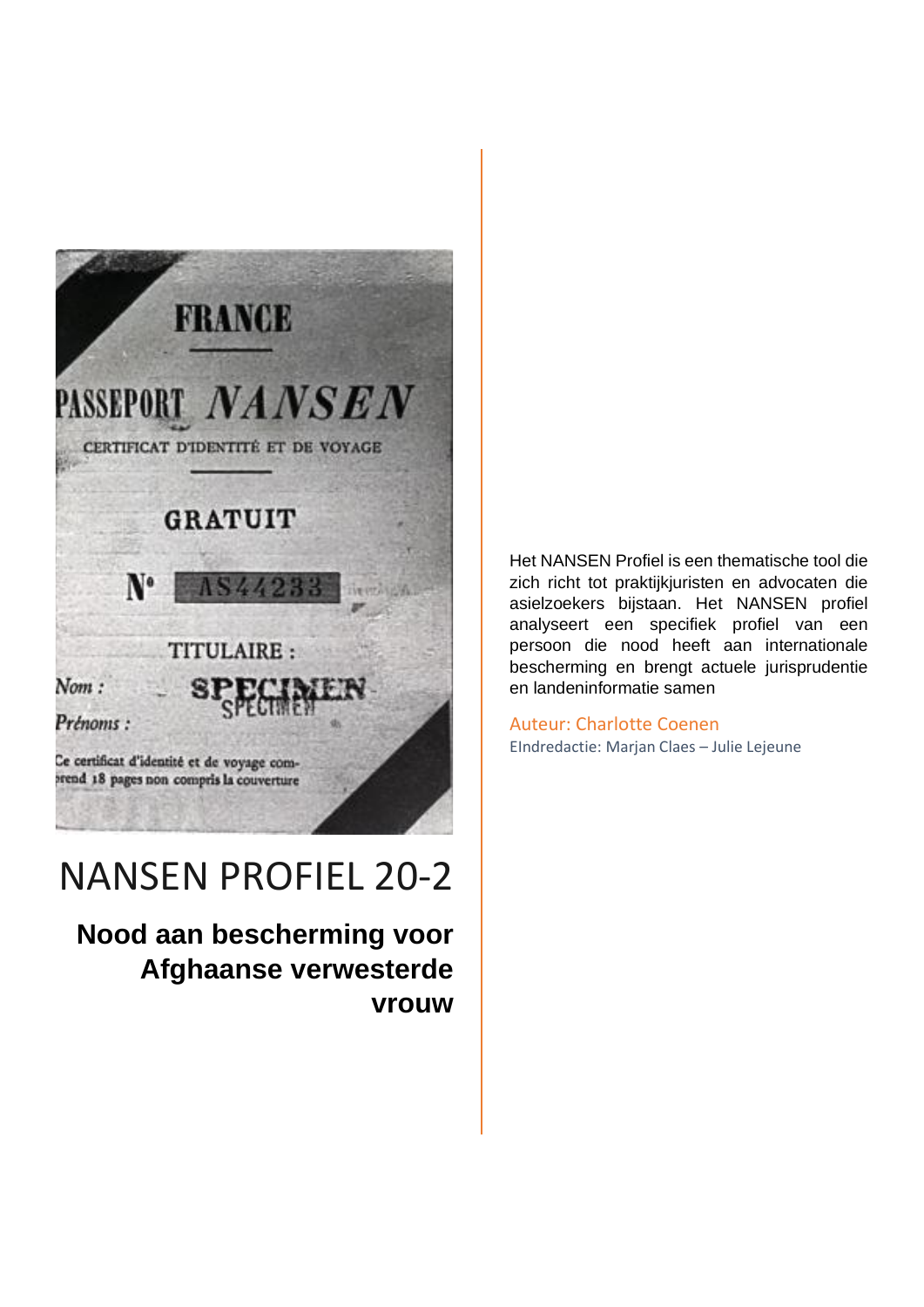# NANSEN PROFIEL 20-2

## Nood aan bescherming voor Afghaanse verwesterde vrouw

Het NANSEN Profiel is een thematische tool die zich richt tot praktijkjuristen en advocaten die asielzoekers bijstaan. Het NANSEN profiel analyseert een specifiek profiel van een persoon die nood heeft aan internationale bescherming en brengt actuele jurisprudentie en landeninformatie samen

Auteur: Charlotte Coenen

EIndredactie: Marjan Claes – Julie Lejeune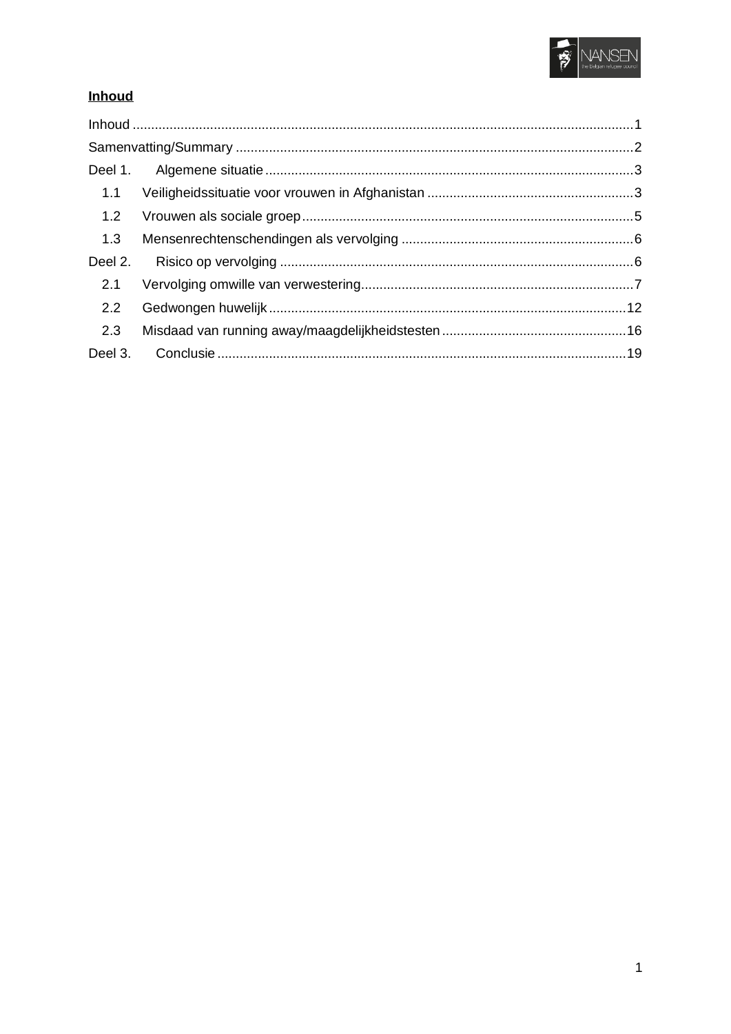**Inhoud**

Inhoud ........................................................................................................................................1

Samenvatting/Summary ............................................................................................................2

Deel 1. Algemene situatie ...................................................................................................3

- 1.1 Veiligheidssituatie voor vrouwen in Afghanistan ........................................................3
- 1.2 Vrouwen als sociale groep ..........................................................................................5
- 1.3 Mensenrechtenschendingen als vervolging ...............................................................6

Deel 2. Risico op vervolging ...............................................................................................6

- 2.1 Vervolging omwille van verwestering..........................................................................7
- 2.2 Gedwongen huwelijk .................................................................................................12
- 2.3 Misdaad van running away/maagdelijkheidstesten ..................................................16

Deel 3. Conclusie ..............................................................................................................19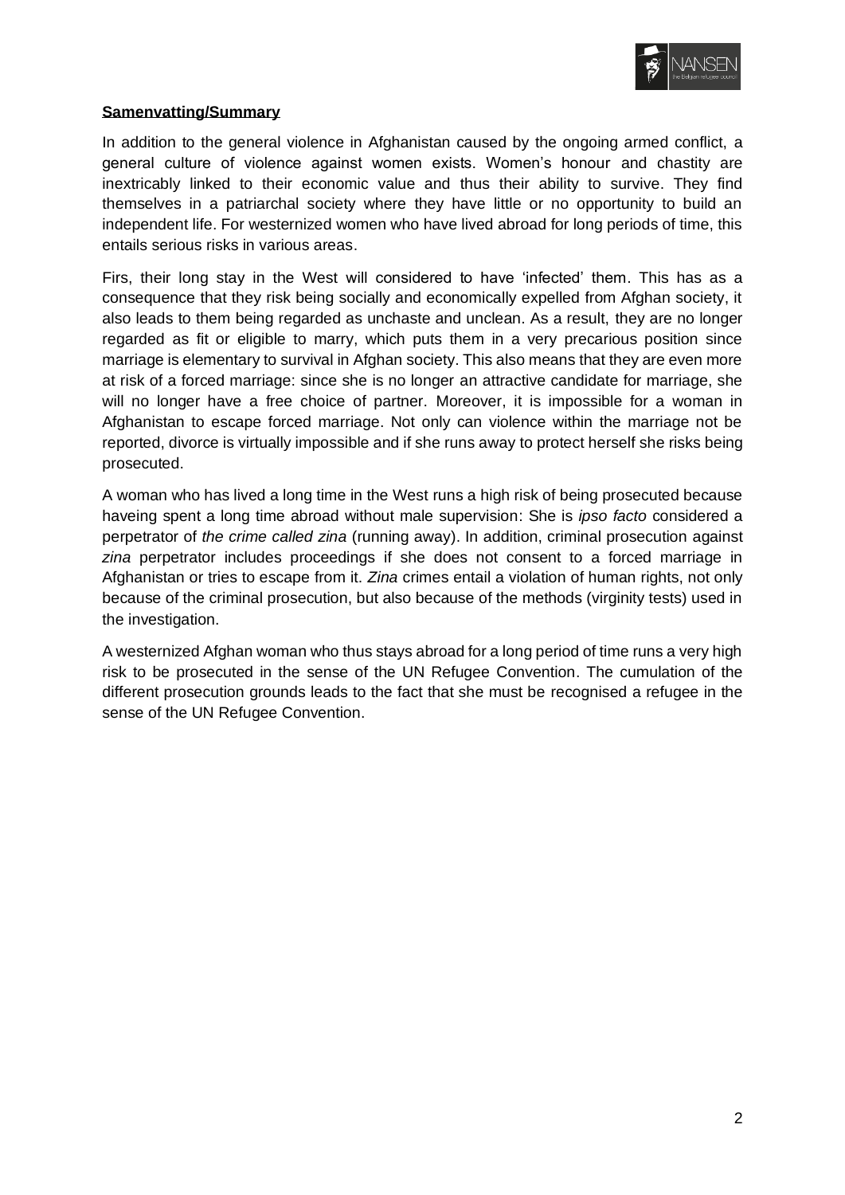**Samenvatting/Summary**

In addition to the general violence in Afghanistan caused by the ongoing armed conflict, a general culture of violence against women exists. Women's honour and chastity are inextricably linked to their economic value and thus their ability to survive. They find themselves in a patriarchal society where they have little or no opportunity to build an independent life. For westernized women who have lived abroad for long periods of time, this entails serious risks in various areas.

Firs, their long stay in the West will considered to have 'infected' them. This has as a consequence that they risk being socially and economically expelled from Afghan society, it also leads to them being regarded as unchaste and unclean. As a result, they are no longer regarded as fit or eligible to marry, which puts them in a very precarious position since marriage is elementary to survival in Afghan society. This also means that they are even more at risk of a forced marriage: since she is no longer an attractive candidate for marriage, she will no longer have a free choice of partner. Moreover, it is impossible for a woman in Afghanistan to escape forced marriage. Not only can violence within the marriage not be reported, divorce is virtually impossible and if she runs away to protect herself she risks being prosecuted.

A woman who has lived a long time in the West runs a high risk of being prosecuted because haveing spent a long time abroad without male supervision: She is *ipso facto* considered a perpetrator of *the crime called zina* (running away). In addition, criminal prosecution against *zina* perpetrator includes proceedings if she does not consent to a forced marriage in Afghanistan or tries to escape from it. *Zina* crimes entail a violation of human rights, not only because of the criminal prosecution, but also because of the methods (virginity tests) used in the investigation.

A westernized Afghan woman who thus stays abroad for a long period of time runs a very high risk to be prosecuted in the sense of the UN Refugee Convention. The cumulation of the different prosecution grounds leads to the fact that she must be recognised a refugee in the sense of the UN Refugee Convention.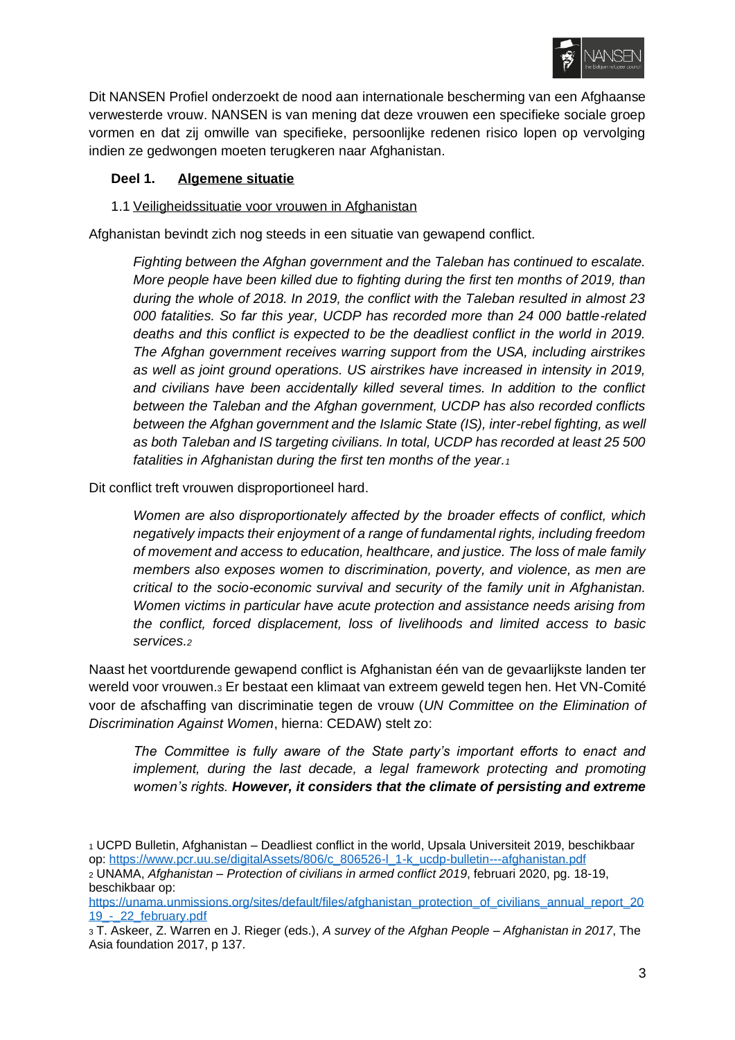Dit NANSEN Profiel onderzoekt de nood aan internationale bescherming van een Afghaanse verwesterde vrouw. NANSEN is van mening dat deze vrouwen een specifieke sociale groep vormen en dat zij omwille van specifieke, persoonlijke redenen risico lopen op vervolging indien ze gedwongen moeten terugkeren naar Afghanistan.

## Deel 1. Algemene situatie

### 1.1 Veiligheidssituatie voor vrouwen in Afghanistan

Afghanistan bevindt zich nog steeds in een situatie van gewapend conflict.

> *Fighting between the Afghan government and the Taleban has continued to escalate. More people have been killed due to fighting during the first ten months of 2019, than during the whole of 2018. In 2019, the conflict with the Taleban resulted in almost 23 000 fatalities. So far this year, UCDP has recorded more than 24 000 battle-related deaths and this conflict is expected to be the deadliest conflict in the world in 2019. The Afghan government receives warring support from the USA, including airstrikes as well as joint ground operations. US airstrikes have increased in intensity in 2019, and civilians have been accidentally killed several times. In addition to the conflict between the Taleban and the Afghan government, UCDP has also recorded conflicts between the Afghan government and the Islamic State (IS), inter-rebel fighting, as well as both Taleban and IS targeting civilians. In total, UCDP has recorded at least 25 500 fatalities in Afghanistan during the first ten months of the year.*[1]

Dit conflict treft vrouwen disproportioneel hard.

> *Women are also disproportionately affected by the broader effects of conflict, which negatively impacts their enjoyment of a range of fundamental rights, including freedom of movement and access to education, healthcare, and justice. The loss of male family members also exposes women to discrimination, poverty, and violence, as men are critical to the socio-economic survival and security of the family unit in Afghanistan. Women victims in particular have acute protection and assistance needs arising from the conflict, forced displacement, loss of livelihoods and limited access to basic services.*[2]

Naast het voortdurende gewapend conflict is Afghanistan één van de gevaarlijkste landen ter wereld voor vrouwen.[3] Er bestaat een klimaat van extreem geweld tegen hen. Het VN-Comité voor de afschaffing van discriminatie tegen de vrouw (*UN Committee on the Elimination of Discrimination Against Women*, hierna: CEDAW) stelt zo:

> *The Committee is fully aware of the State party's important efforts to enact and implement, during the last decade, a legal framework protecting and promoting women's rights.* ***However, it considers that the climate of persisting and extreme***

---

[1] UCPD Bulletin, Afghanistan – Deadliest conflict in the world, Upsala Universiteit 2019, beschikbaar op: https://www.pcr.uu.se/digitalAssets/806/c_806526-l_1-k_ucdp-bulletin---afghanistan.pdf

[2] UNAMA, *Afghanistan – Protection of civilians in armed conflict 2019*, februari 2020, pg. 18-19, beschikbaar op: https://unama.unmissions.org/sites/default/files/afghanistan_protection_of_civilians_annual_report_2019_-_22_february.pdf

[3] T. Askeer, Z. Warren en J. Rieger (eds.), *A survey of the Afghan People – Afghanistan in 2017*, The Asia foundation 2017, p 137.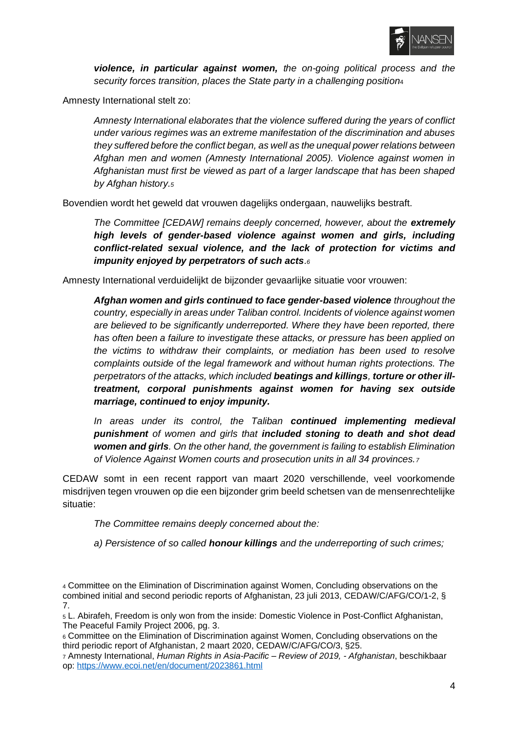> ***violence, in particular against women,*** *the on-going political process and the security forces transition, places the State party in a challenging position*[4]

Amnesty International stelt zo:

> *Amnesty International elaborates that the violence suffered during the years of conflict under various regimes was an extreme manifestation of the discrimination and abuses they suffered before the conflict began, as well as the unequal power relations between Afghan men and women (Amnesty International 2005). Violence against women in Afghanistan must first be viewed as part of a larger landscape that has been shaped by Afghan history.*[5]

Bovendien wordt het geweld dat vrouwen dagelijks ondergaan, nauwelijks bestraft.

> *The Committee [CEDAW] remains deeply concerned, however, about the* ***extremely high levels of gender-based violence against women and girls, including conflict-related sexual violence, and the lack of protection for victims and impunity enjoyed by perpetrators of such acts****.*[6]

Amnesty International verduidelijkt de bijzonder gevaarlijke situatie voor vrouwen:

> ***Afghan women and girls continued to face gender-based violence*** *throughout the country, especially in areas under Taliban control. Incidents of violence against women are believed to be significantly underreported. Where they have been reported, there has often been a failure to investigate these attacks, or pressure has been applied on the victims to withdraw their complaints, or mediation has been used to resolve complaints outside of the legal framework and without human rights protections. The perpetrators of the attacks, which included* ***beatings and killings****,* ***torture or other ill-treatment, corporal punishments against women for having sex outside marriage, continued to enjoy impunity.***
>
> *In areas under its control, the Taliban* ***continued implementing medieval punishment*** *of women and girls that* ***included stoning to death and shot dead women and girls****. On the other hand, the government is failing to establish Elimination of Violence Against Women courts and prosecution units in all 34 provinces.*[7]

CEDAW somt in een recent rapport van maart 2020 verschillende, veel voorkomende misdrijven tegen vrouwen op die een bijzonder grim beeld schetsen van de mensenrechtelijke situatie:

> *The Committee remains deeply concerned about the:*
>
> *a) Persistence of so called* ***honour killings*** *and the underreporting of such crimes;*

[4] Committee on the Elimination of Discrimination against Women, Concluding observations on the combined initial and second periodic reports of Afghanistan, 23 juli 2013, CEDAW/C/AFG/CO/1-2, § 7.

[5] L. Abirafeh, Freedom is only won from the inside: Domestic Violence in Post-Conflict Afghanistan, The Peaceful Family Project 2006, pg. 3.

[6] Committee on the Elimination of Discrimination against Women, Concluding observations on the third periodic report of Afghanistan, 2 maart 2020, CEDAW/C/AFG/CO/3, §25.

[7] Amnesty International, *Human Rights in Asia-Pacific – Review of 2019, - Afghanistan*, beschikbaar op: https://www.ecoi.net/en/document/2023861.html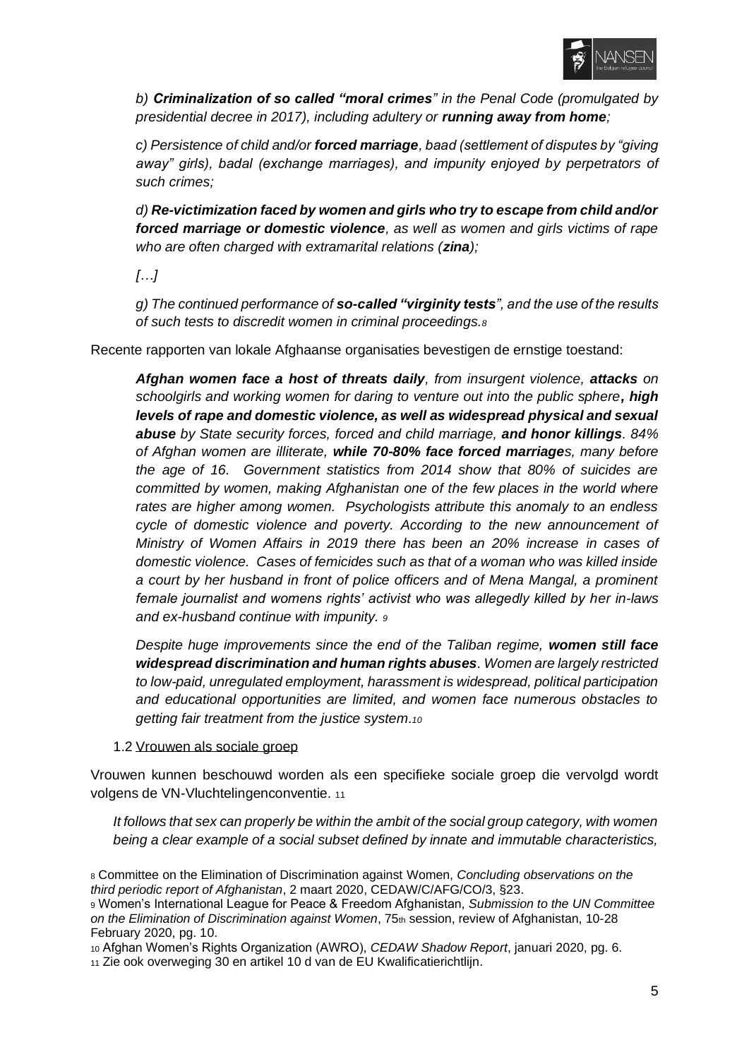*b)* ***Criminalization of so called "moral crimes****" in the Penal Code (promulgated by presidential decree in 2017), including adultery or* ***running away from home****;*

*c) Persistence of child and/or* ***forced marriage****, baad (settlement of disputes by "giving away" girls), badal (exchange marriages), and impunity enjoyed by perpetrators of such crimes;*

*d)* ***Re-victimization faced by women and girls who try to escape from child and/or forced marriage or domestic violence****, as well as women and girls victims of rape who are often charged with extramarital relations (****zina****);*

*[…]*

*g) The continued performance of* ***so-called "virginity tests****", and the use of the results of such tests to discredit women in criminal proceedings.*[8]

Recente rapporten van lokale Afghaanse organisaties bevestigen de ernstige toestand:

> ***Afghan women face a host of threats daily****, from insurgent violence,* ***attacks*** *on schoolgirls and working women for daring to venture out into the public sphere****, high levels of rape and domestic violence, as well as widespread physical and sexual abuse*** *by State security forces, forced and child marriage,* ***and honor killings****. 84% of Afghan women are illiterate,* ***while 70-80% face forced marriage****s, many before the age of 16. Government statistics from 2014 show that 80% of suicides are committed by women, making Afghanistan one of the few places in the world where rates are higher among women. Psychologists attribute this anomaly to an endless cycle of domestic violence and poverty. According to the new announcement of Ministry of Women Affairs in 2019 there has been an 20% increase in cases of domestic violence. Cases of femicides such as that of a woman who was killed inside a court by her husband in front of police officers and of Mena Mangal, a prominent female journalist and womens rights' activist who was allegedly killed by her in-laws and ex-husband continue with impunity.* [9]
>
> *Despite huge improvements since the end of the Taliban regime,* ***women still face widespread discrimination and human rights abuses****. Women are largely restricted to low-paid, unregulated employment, harassment is widespread, political participation and educational opportunities are limited, and women face numerous obstacles to getting fair treatment from the justice system.*[10]

1.2 Vrouwen als sociale groep

Vrouwen kunnen beschouwd worden als een specifieke sociale groep die vervolgd wordt volgens de VN-Vluchtelingenconventie. [11]

> *It follows that sex can properly be within the ambit of the social group category, with women being a clear example of a social subset defined by innate and immutable characteristics,*

[8] Committee on the Elimination of Discrimination against Women, *Concluding observations on the third periodic report of Afghanistan*, 2 maart 2020, CEDAW/C/AFG/CO/3, §23.

[9] Women's International League for Peace & Freedom Afghanistan, *Submission to the UN Committee on the Elimination of Discrimination against Women*, 75th session, review of Afghanistan, 10-28 February 2020, pg. 10.

[10] Afghan Women's Rights Organization (AWRO), *CEDAW Shadow Report*, januari 2020, pg. 6.

[11] Zie ook overweging 30 en artikel 10 d van de EU Kwalificatierichtlijn.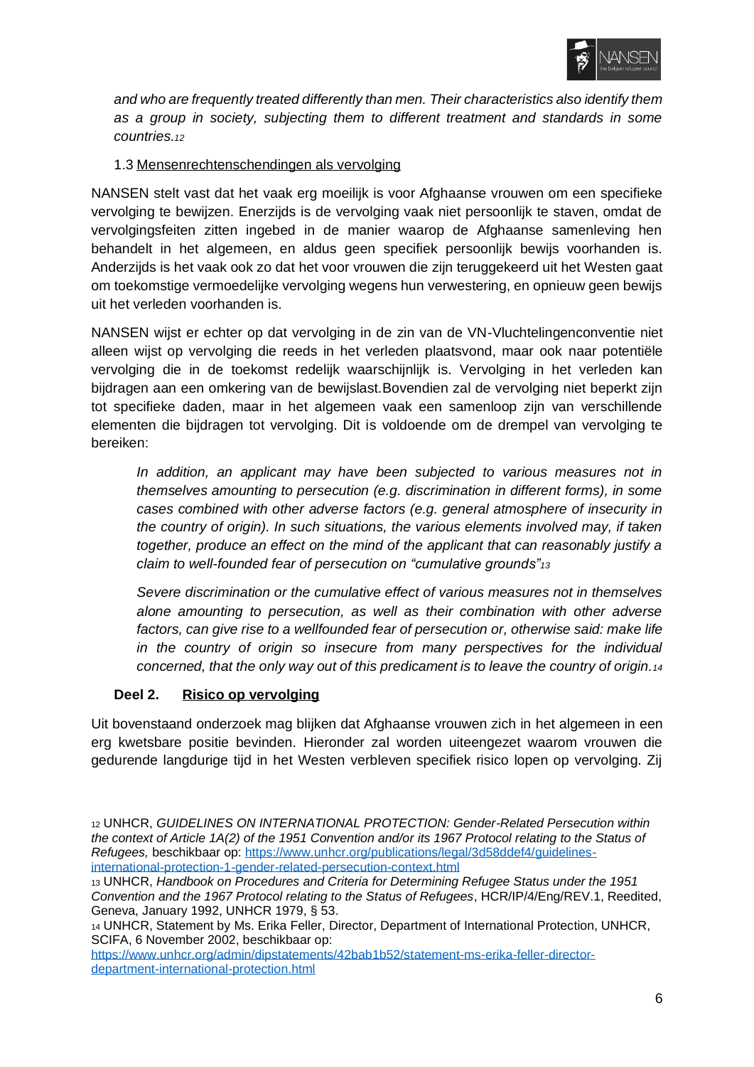> *and who are frequently treated differently than men. Their characteristics also identify them as a group in society, subjecting them to different treatment and standards in some countries.*[12]

### 1.3 Mensenrechtenschendingen als vervolging

NANSEN stelt vast dat het vaak erg moeilijk is voor Afghaanse vrouwen om een specifieke vervolging te bewijzen. Enerzijds is de vervolging vaak niet persoonlijk te staven, omdat de vervolgingsfeiten zitten ingebed in de manier waarop de Afghaanse samenleving hen behandelt in het algemeen, en aldus geen specifiek persoonlijk bewijs voorhanden is. Anderzijds is het vaak ook zo dat het voor vrouwen die zijn teruggekeerd uit het Westen gaat om toekomstige vermoedelijke vervolging wegens hun verwestering, en opnieuw geen bewijs uit het verleden voorhanden is.

NANSEN wijst er echter op dat vervolging in de zin van de VN-Vluchtelingenconventie niet alleen wijst op vervolging die reeds in het verleden plaatsvond, maar ook naar potentiële vervolging die in de toekomst redelijk waarschijnlijk is. Vervolging in het verleden kan bijdragen aan een omkering van de bewijslast.Bovendien zal de vervolging niet beperkt zijn tot specifieke daden, maar in het algemeen vaak een samenloop zijn van verschillende elementen die bijdragen tot vervolging. Dit is voldoende om de drempel van vervolging te bereiken:

> *In addition, an applicant may have been subjected to various measures not in themselves amounting to persecution (e.g. discrimination in different forms), in some cases combined with other adverse factors (e.g. general atmosphere of insecurity in the country of origin). In such situations, the various elements involved may, if taken together, produce an effect on the mind of the applicant that can reasonably justify a claim to well-founded fear of persecution on "cumulative grounds"*[13]

> *Severe discrimination or the cumulative effect of various measures not in themselves alone amounting to persecution, as well as their combination with other adverse factors, can give rise to a wellfounded fear of persecution or, otherwise said: make life in the country of origin so insecure from many perspectives for the individual concerned, that the only way out of this predicament is to leave the country of origin.*[14]

## Deel 2. Risico op vervolging

Uit bovenstaand onderzoek mag blijken dat Afghaanse vrouwen zich in het algemeen in een erg kwetsbare positie bevinden. Hieronder zal worden uiteengezet waarom vrouwen die gedurende langdurige tijd in het Westen verbleven specifiek risico lopen op vervolging. Zij

---

[12] UNHCR, *GUIDELINES ON INTERNATIONAL PROTECTION: Gender-Related Persecution within the context of Article 1A(2) of the 1951 Convention and/or its 1967 Protocol relating to the Status of Refugees,* beschikbaar op: https://www.unhcr.org/publications/legal/3d58ddef4/guidelines-international-protection-1-gender-related-persecution-context.html

[13] UNHCR, *Handbook on Procedures and Criteria for Determining Refugee Status under the 1951 Convention and the 1967 Protocol relating to the Status of Refugees*, HCR/IP/4/Eng/REV.1, Reedited, Geneva, January 1992, UNHCR 1979, § 53.

[14] UNHCR, Statement by Ms. Erika Feller, Director, Department of International Protection, UNHCR, SCIFA, 6 November 2002, beschikbaar op: https://www.unhcr.org/admin/dipstatements/42bab1b52/statement-ms-erika-feller-director-department-international-protection.html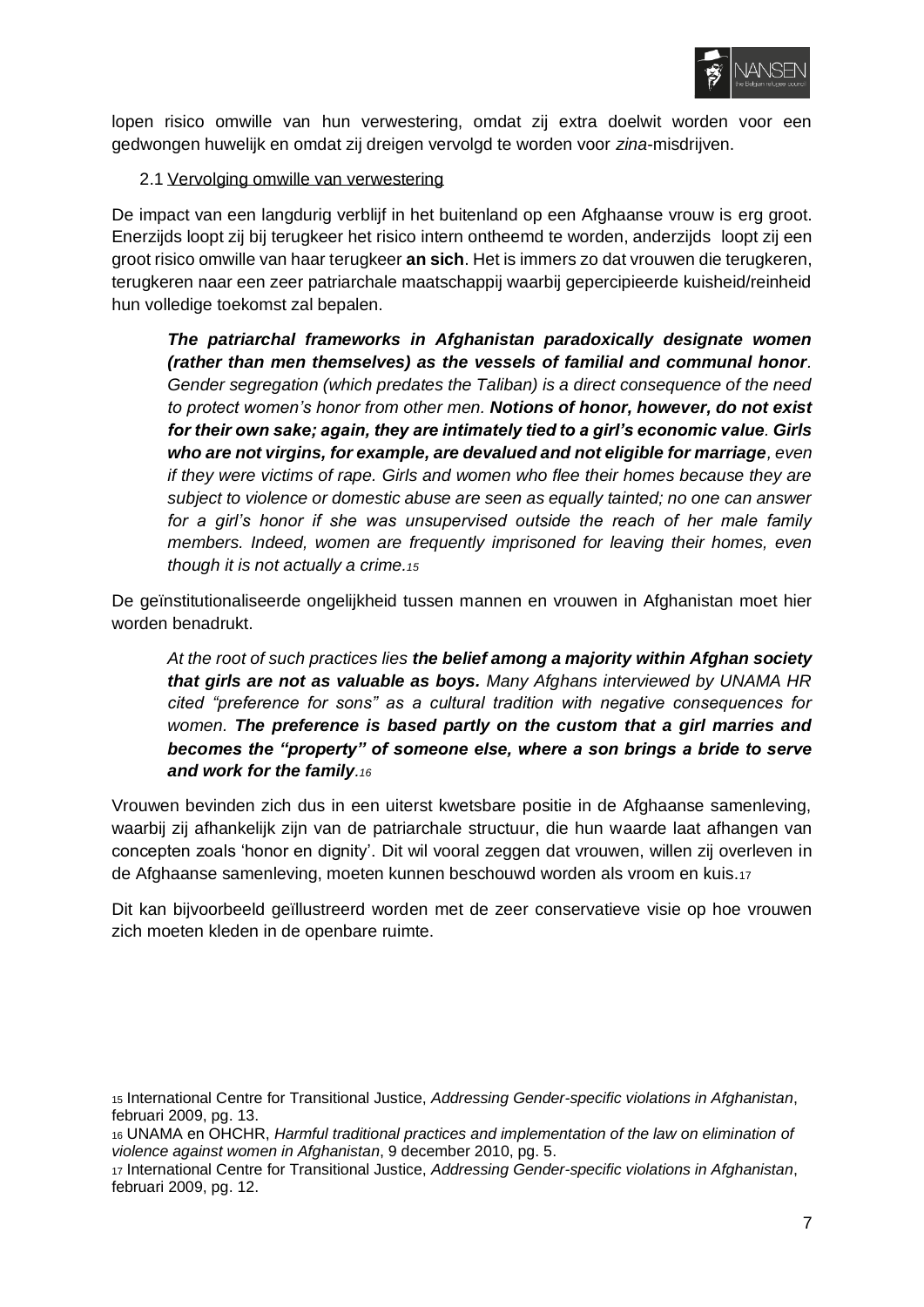lopen risico omwille van hun verwestering, omdat zij extra doelwit worden voor een gedwongen huwelijk en omdat zij dreigen vervolgd te worden voor *zina*-misdrijven.

### 2.1 Vervolging omwille van verwestering

De impact van een langdurig verblijf in het buitenland op een Afghaanse vrouw is erg groot. Enerzijds loopt zij bij terugkeer het risico intern ontheemd te worden, anderzijds loopt zij een groot risico omwille van haar terugkeer **an sich**. Het is immers zo dat vrouwen die terugkeren, terugkeren naar een zeer patriarchale maatschappij waarbij gepercipieerde kuisheid/reinheid hun volledige toekomst zal bepalen.

> ***The patriarchal frameworks in Afghanistan paradoxically designate women (rather than men themselves) as the vessels of familial and communal honor****. Gender segregation (which predates the Taliban) is a direct consequence of the need to protect women's honor from other men.* ***Notions of honor, however, do not exist for their own sake; again, they are intimately tied to a girl's economic value****.* ***Girls who are not virgins, for example, are devalued and not eligible for marriage****, even if they were victims of rape. Girls and women who flee their homes because they are subject to violence or domestic abuse are seen as equally tainted; no one can answer for a girl's honor if she was unsupervised outside the reach of her male family members. Indeed, women are frequently imprisoned for leaving their homes, even though it is not actually a crime.*[15]

De geïnstitutionaliseerde ongelijkheid tussen mannen en vrouwen in Afghanistan moet hier worden benadrukt.

> *At the root of such practices lies* ***the belief among a majority within Afghan society that girls are not as valuable as boys.*** *Many Afghans interviewed by UNAMA HR cited "preference for sons" as a cultural tradition with negative consequences for women.* ***The preference is based partly on the custom that a girl marries and becomes the "property" of someone else, where a son brings a bride to serve and work for the family****.*[16]

Vrouwen bevinden zich dus in een uiterst kwetsbare positie in de Afghaanse samenleving, waarbij zij afhankelijk zijn van de patriarchale structuur, die hun waarde laat afhangen van concepten zoals 'honor en dignity'. Dit wil vooral zeggen dat vrouwen, willen zij overleven in de Afghaanse samenleving, moeten kunnen beschouwd worden als vroom en kuis.[17]

Dit kan bijvoorbeeld geïllustreerd worden met de zeer conservatieve visie op hoe vrouwen zich moeten kleden in de openbare ruimte.

---

[15] International Centre for Transitional Justice, *Addressing Gender-specific violations in Afghanistan*, februari 2009, pg. 13.

[16] UNAMA en OHCHR, *Harmful traditional practices and implementation of the law on elimination of violence against women in Afghanistan*, 9 december 2010, pg. 5.

[17] International Centre for Transitional Justice, *Addressing Gender-specific violations in Afghanistan*, februari 2009, pg. 12.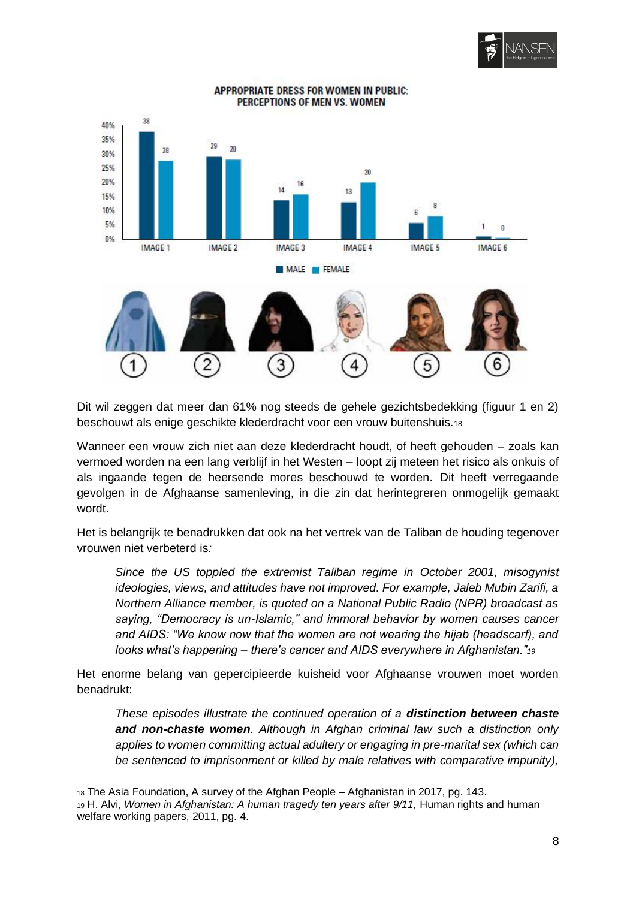**APPROPRIATE DRESS FOR WOMEN IN PUBLIC: PERCEPTIONS OF MEN VS. WOMEN**

| | IMAGE 1 | IMAGE 2 | IMAGE 3 | IMAGE 4 | IMAGE 5 | IMAGE 6 |
|---|---|---|---|---|---|---|
| MALE | 38 | 29 | 14 | 13 | 6 | 1 |
| FEMALE | 28 | 28 | 16 | 20 | 8 | 0 |

Dit wil zeggen dat meer dan 61% nog steeds de gehele gezichtsbedekking (figuur 1 en 2) beschouwt als enige geschikte klederdracht voor een vrouw buitenshuis.[18]

Wanneer een vrouw zich niet aan deze klederdracht houdt, of heeft gehouden – zoals kan vermoed worden na een lang verblijf in het Westen – loopt zij meteen het risico als onkuis of als ingaande tegen de heersende mores beschouwd te worden. Dit heeft verregaande gevolgen in de Afghaanse samenleving, in die zin dat herintegreren onmogelijk gemaakt wordt.

Het is belangrijk te benadrukken dat ook na het vertrek van de Taliban de houding tegenover vrouwen niet verbeterd is*:*

> *Since the US toppled the extremist Taliban regime in October 2001, misogynist ideologies, views, and attitudes have not improved. For example, Jaleb Mubin Zarifi, a Northern Alliance member, is quoted on a National Public Radio (NPR) broadcast as saying, "Democracy is un-Islamic," and immoral behavior by women causes cancer and AIDS: "We know now that the women are not wearing the hijab (headscarf), and looks what's happening – there's cancer and AIDS everywhere in Afghanistan."*[19]

Het enorme belang van gepercipieerde kuisheid voor Afghaanse vrouwen moet worden benadrukt:

> *These episodes illustrate the continued operation of a **distinction between chaste and non-chaste women**. Although in Afghan criminal law such a distinction only applies to women committing actual adultery or engaging in pre-marital sex (which can be sentenced to imprisonment or killed by male relatives with comparative impunity),*

[18] The Asia Foundation, A survey of the Afghan People – Afghanistan in 2017, pg. 143.

[19] H. Alvi, *Women in Afghanistan: A human tragedy ten years after 9/11,* Human rights and human welfare working papers, 2011, pg. 4.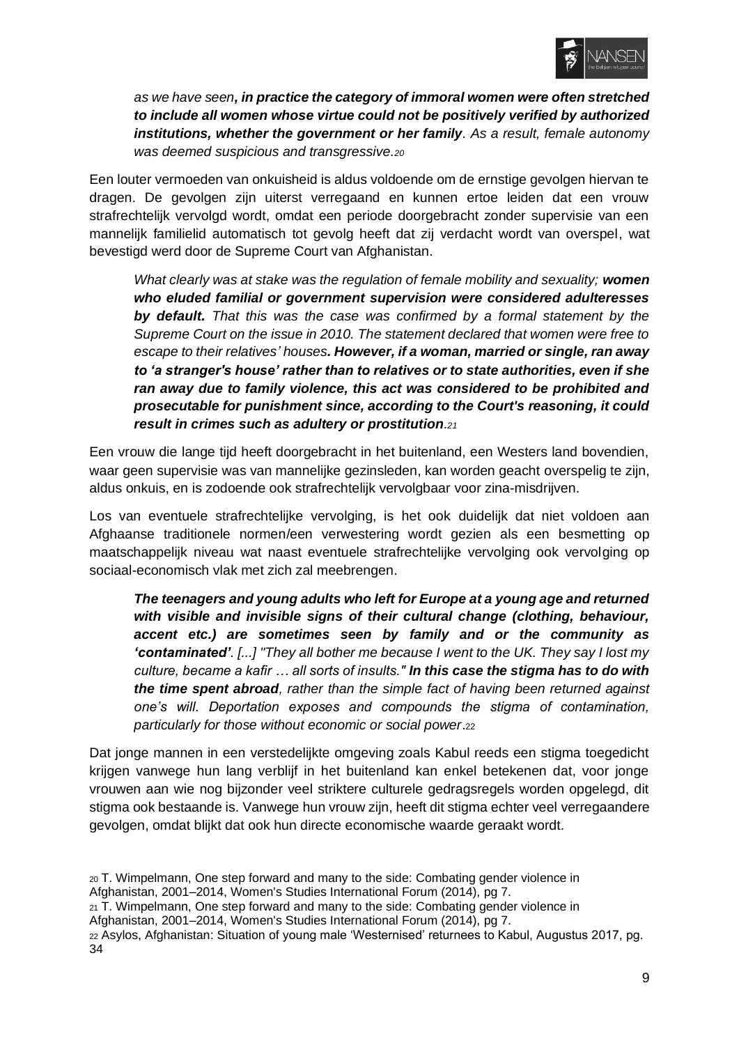> *as we have seen**, in practice the category of immoral women were often stretched to include all women whose virtue could not be positively verified by authorized institutions, whether the government or her family**. As a result, female autonomy was deemed suspicious and transgressive.*[20]

Een louter vermoeden van onkuisheid is aldus voldoende om de ernstige gevolgen hiervan te dragen. De gevolgen zijn uiterst verregaand en kunnen ertoe leiden dat een vrouw strafrechtelijk vervolgd wordt, omdat een periode doorgebracht zonder supervisie van een mannelijk familielid automatisch tot gevolg heeft dat zij verdacht wordt van overspel, wat bevestigd werd door de Supreme Court van Afghanistan.

> *What clearly was at stake was the regulation of female mobility and sexuality; **women who eluded familial or government supervision were considered adulteresses by default.** That this was the case was confirmed by a formal statement by the Supreme Court on the issue in 2010. The statement declared that women were free to escape to their relatives' houses**. However, if a woman, married or single, ran away to 'a stranger's house' rather than to relatives or to state authorities, even if she ran away due to family violence, this act was considered to be prohibited and prosecutable for punishment since, according to the Court's reasoning, it could result in crimes such as adultery or prostitution**.*[21]

Een vrouw die lange tijd heeft doorgebracht in het buitenland, een Westers land bovendien, waar geen supervisie was van mannelijke gezinsleden, kan worden geacht overspelig te zijn, aldus onkuis, en is zodoende ook strafrechtelijk vervolgbaar voor zina-misdrijven.

Los van eventuele strafrechtelijke vervolging, is het ook duidelijk dat niet voldoen aan Afghaanse traditionele normen/een verwestering wordt gezien als een besmetting op maatschappelijk niveau wat naast eventuele strafrechtelijke vervolging ook vervolging op sociaal-economisch vlak met zich zal meebrengen.

> ***The teenagers and young adults who left for Europe at a young age and returned with visible and invisible signs of their cultural change (clothing, behaviour, accent etc.) are sometimes seen by family and or the community as 'contaminated'**. [...] "They all bother me because I went to the UK. They say I lost my culture, became a kafir … all sorts of insults." **In this case the stigma has to do with the time spent abroad**, rather than the simple fact of having been returned against one's will. Deportation exposes and compounds the stigma of contamination, particularly for those without economic or social power.*[22]

Dat jonge mannen in een verstedelijkte omgeving zoals Kabul reeds een stigma toegedicht krijgen vanwege hun lang verblijf in het buitenland kan enkel betekenen dat, voor jonge vrouwen aan wie nog bijzonder veel striktere culturele gedragsregels worden opgelegd, dit stigma ook bestaande is. Vanwege hun vrouw zijn, heeft dit stigma echter veel verregaandere gevolgen, omdat blijkt dat ook hun directe economische waarde geraakt wordt.

[20] T. Wimpelmann, One step forward and many to the side: Combating gender violence in Afghanistan, 2001–2014, Women's Studies International Forum (2014), pg 7.

[21] T. Wimpelmann, One step forward and many to the side: Combating gender violence in Afghanistan, 2001–2014, Women's Studies International Forum (2014), pg 7.

[22] Asylos, Afghanistan: Situation of young male 'Westernised' returnees to Kabul, Augustus 2017, pg. 34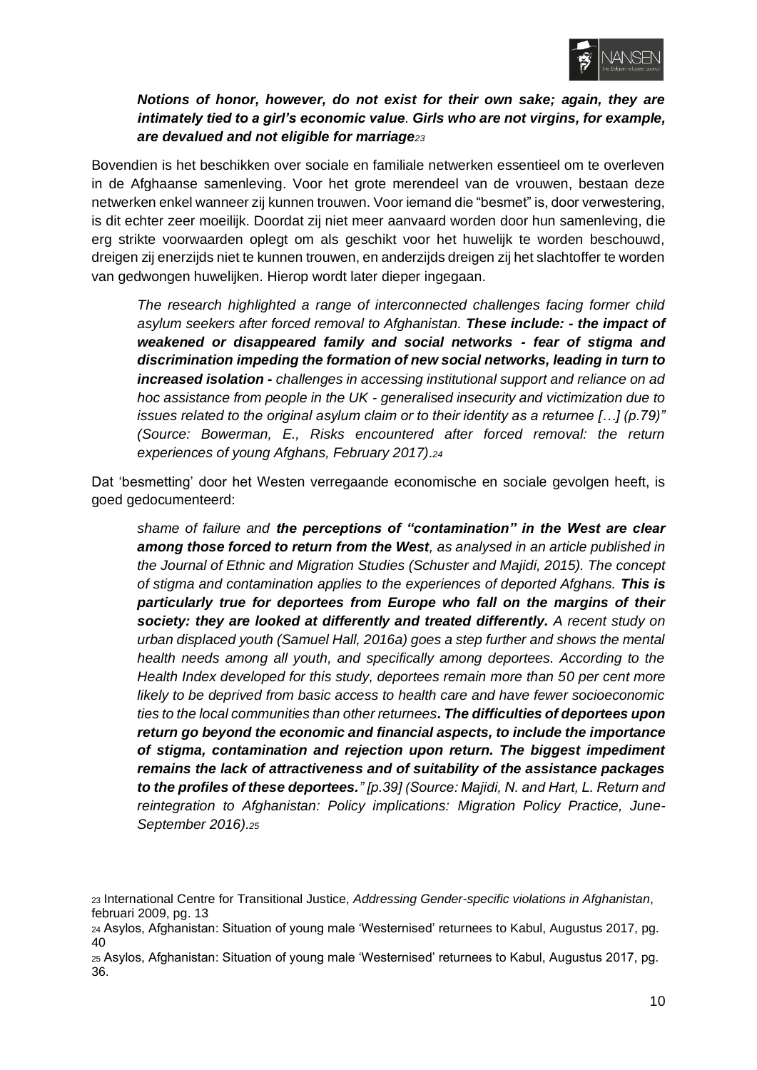> ***Notions of honor, however, do not exist for their own sake; again, they are intimately tied to a girl's economic value*. *Girls who are not virgins, for example, are devalued and not eligible for marriage*[23]**

Bovendien is het beschikken over sociale en familiale netwerken essentieel om te overleven in de Afghaanse samenleving. Voor het grote merendeel van de vrouwen, bestaan deze netwerken enkel wanneer zij kunnen trouwen. Voor iemand die "besmet" is, door verwestering, is dit echter zeer moeilijk. Doordat zij niet meer aanvaard worden door hun samenleving, die erg strikte voorwaarden oplegt om als geschikt voor het huwelijk te worden beschouwd, dreigen zij enerzijds niet te kunnen trouwen, en anderzijds dreigen zij het slachtoffer te worden van gedwongen huwelijken. Hierop wordt later dieper ingegaan.

> *The research highlighted a range of interconnected challenges facing former child asylum seekers after forced removal to Afghanistan.* ***These include: - the impact of weakened or disappeared family and social networks - fear of stigma and discrimination impeding the formation of new social networks, leading in turn to increased isolation -*** *challenges in accessing institutional support and reliance on ad hoc assistance from people in the UK - generalised insecurity and victimization due to issues related to the original asylum claim or to their identity as a returnee […] (p.79)" (Source: Bowerman, E., Risks encountered after forced removal: the return experiences of young Afghans, February 2017).*[24]

Dat 'besmetting' door het Westen verregaande economische en sociale gevolgen heeft, is goed gedocumenteerd:

> *shame of failure and* ***the perceptions of "contamination" in the West are clear among those forced to return from the West****, as analysed in an article published in the Journal of Ethnic and Migration Studies (Schuster and Majidi, 2015). The concept of stigma and contamination applies to the experiences of deported Afghans.* ***This is particularly true for deportees from Europe who fall on the margins of their society: they are looked at differently and treated differently.*** *A recent study on urban displaced youth (Samuel Hall, 2016a) goes a step further and shows the mental health needs among all youth, and specifically among deportees. According to the Health Index developed for this study, deportees remain more than 50 per cent more likely to be deprived from basic access to health care and have fewer socioeconomic ties to the local communities than other returnees****. The difficulties of deportees upon return go beyond the economic and financial aspects, to include the importance of stigma, contamination and rejection upon return. The biggest impediment remains the lack of attractiveness and of suitability of the assistance packages to the profiles of these deportees."*** *[p.39] (Source: Majidi, N. and Hart, L. Return and reintegration to Afghanistan: Policy implications: Migration Policy Practice, June-September 2016).*[25]

[23] International Centre for Transitional Justice, *Addressing Gender-specific violations in Afghanistan*, februari 2009, pg. 13

[24] Asylos, Afghanistan: Situation of young male 'Westernised' returnees to Kabul, Augustus 2017, pg. 40

[25] Asylos, Afghanistan: Situation of young male 'Westernised' returnees to Kabul, Augustus 2017, pg. 36.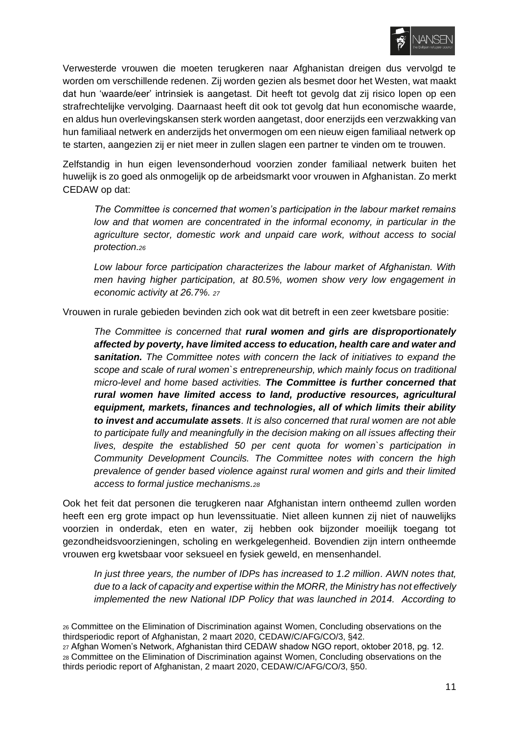Verwesterde vrouwen die moeten terugkeren naar Afghanistan dreigen dus vervolgd te worden om verschillende redenen. Zij worden gezien als besmet door het Westen, wat maakt dat hun 'waarde/eer' intrinsiek is aangetast. Dit heeft tot gevolg dat zij risico lopen op een strafrechtelijke vervolging. Daarnaast heeft dit ook tot gevolg dat hun economische waarde, en aldus hun overlevingskansen sterk worden aangetast, door enerzijds een verzwakking van hun familiaal netwerk en anderzijds het onvermogen om een nieuw eigen familiaal netwerk op te starten, aangezien zij er niet meer in zullen slagen een partner te vinden om te trouwen.

Zelfstandig in hun eigen levensonderhoud voorzien zonder familiaal netwerk buiten het huwelijk is zo goed als onmogelijk op de arbeidsmarkt voor vrouwen in Afghanistan. Zo merkt CEDAW op dat:

> *The Committee is concerned that women's participation in the labour market remains low and that women are concentrated in the informal economy, in particular in the agriculture sector, domestic work and unpaid care work, without access to social protection.*[26]
>
> *Low labour force participation characterizes the labour market of Afghanistan. With men having higher participation, at 80.5%, women show very low engagement in economic activity at 26.7%.* [27]

Vrouwen in rurale gebieden bevinden zich ook wat dit betreft in een zeer kwetsbare positie:

> *The Committee is concerned that* ***rural women and girls are disproportionately affected by poverty, have limited access to education, health care and water and sanitation.*** *The Committee notes with concern the lack of initiatives to expand the scope and scale of rural women`s entrepreneurship, which mainly focus on traditional micro-level and home based activities.* ***The Committee is further concerned that rural women have limited access to land, productive resources, agricultural equipment, markets, finances and technologies, all of which limits their ability to invest and accumulate assets****. It is also concerned that rural women are not able to participate fully and meaningfully in the decision making on all issues affecting their lives, despite the established 50 per cent quota for women`s participation in Community Development Councils. The Committee notes with concern the high prevalence of gender based violence against rural women and girls and their limited access to formal justice mechanisms.*[28]

Ook het feit dat personen die terugkeren naar Afghanistan intern ontheemd zullen worden heeft een erg grote impact op hun levenssituatie. Niet alleen kunnen zij niet of nauwelijks voorzien in onderdak, eten en water, zij hebben ook bijzonder moeilijk toegang tot gezondheidsvoorzieningen, scholing en werkgelegenheid. Bovendien zijn intern ontheemde vrouwen erg kwetsbaar voor seksueel en fysiek geweld, en mensenhandel.

> *In just three years, the number of IDPs has increased to 1.2 million. AWN notes that, due to a lack of capacity and expertise within the MORR, the Ministry has not effectively implemented the new National IDP Policy that was launched in 2014. According to*

[26] Committee on the Elimination of Discrimination against Women, Concluding observations on the thirdsperiodic report of Afghanistan, 2 maart 2020, CEDAW/C/AFG/CO/3, §42.

[27] Afghan Women's Network, Afghanistan third CEDAW shadow NGO report, oktober 2018, pg. 12.

[28] Committee on the Elimination of Discrimination against Women, Concluding observations on the thirds periodic report of Afghanistan, 2 maart 2020, CEDAW/C/AFG/CO/3, §50.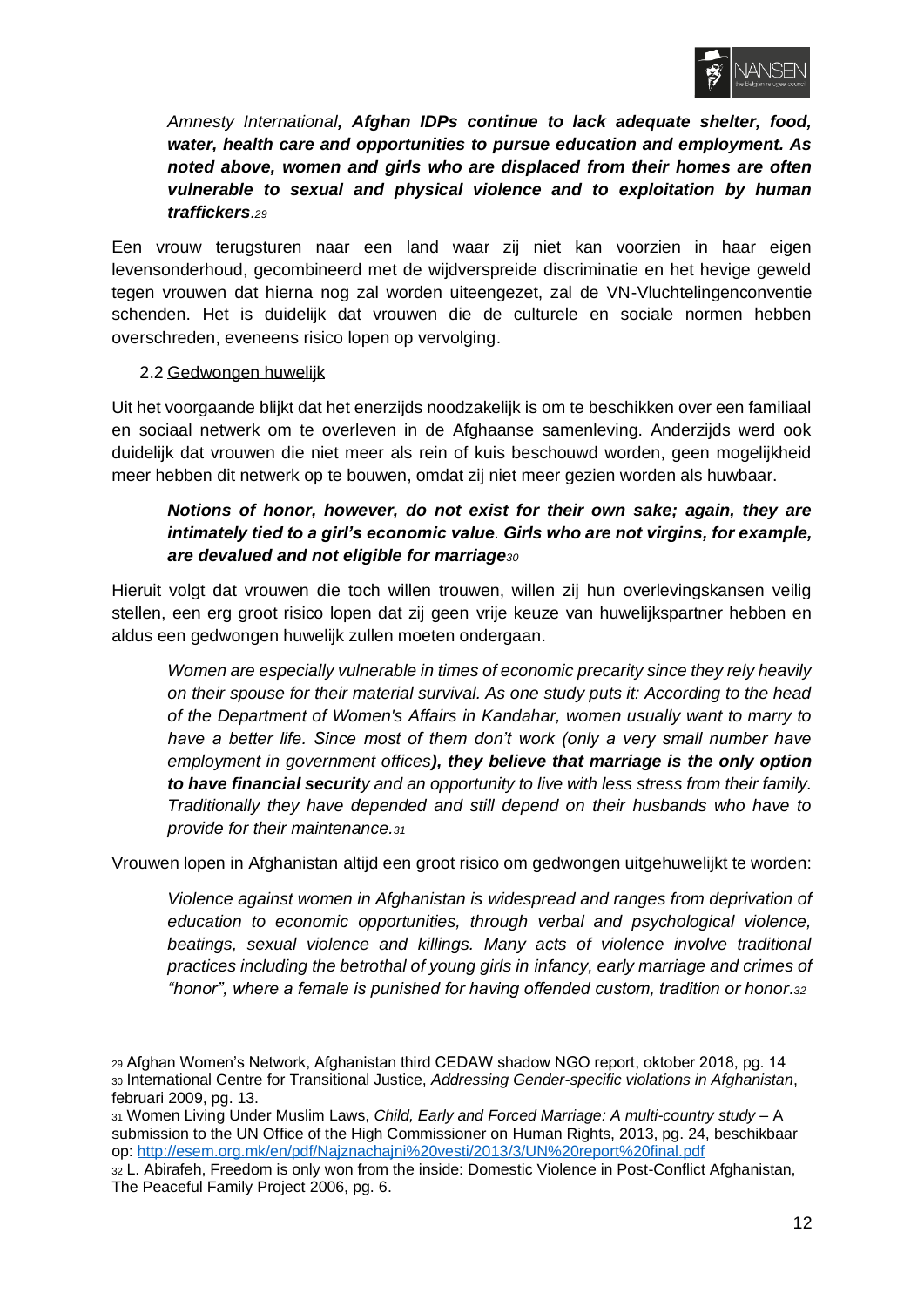> *Amnesty International****, Afghan IDPs continue to lack adequate shelter, food, water, health care and opportunities to pursue education and employment. As noted above, women and girls who are displaced from their homes are often vulnerable to sexual and physical violence and to exploitation by human traffickers****.*[29]

Een vrouw terugsturen naar een land waar zij niet kan voorzien in haar eigen levensonderhoud, gecombineerd met de wijdverspreide discriminatie en het hevige geweld tegen vrouwen dat hierna nog zal worden uiteengezet, zal de VN-Vluchtelingenconventie schenden. Het is duidelijk dat vrouwen die de culturele en sociale normen hebben overschreden, eveneens risico lopen op vervolging.

### 2.2 Gedwongen huwelijk

Uit het voorgaande blijkt dat het enerzijds noodzakelijk is om te beschikken over een familiaal en sociaal netwerk om te overleven in de Afghaanse samenleving. Anderzijds werd ook duidelijk dat vrouwen die niet meer als rein of kuis beschouwd worden, geen mogelijkheid meer hebben dit netwerk op te bouwen, omdat zij niet meer gezien worden als huwbaar.

> ***Notions of honor, however, do not exist for their own sake; again, they are intimately tied to a girl's economic value. Girls who are not virgins, for example, are devalued and not eligible for marriage***[30]

Hieruit volgt dat vrouwen die toch willen trouwen, willen zij hun overlevingskansen veilig stellen, een erg groot risico lopen dat zij geen vrije keuze van huwelijkspartner hebben en aldus een gedwongen huwelijk zullen moeten ondergaan.

> *Women are especially vulnerable in times of economic precarity since they rely heavily on their spouse for their material survival. As one study puts it: According to the head of the Department of Women's Affairs in Kandahar, women usually want to marry to have a better life. Since most of them don't work (only a very small number have employment in government offices****), they believe that marriage is the only option to have financial securit****y and an opportunity to live with less stress from their family. Traditionally they have depended and still depend on their husbands who have to provide for their maintenance.*[31]

Vrouwen lopen in Afghanistan altijd een groot risico om gedwongen uitgehuwelijkt te worden:

> *Violence against women in Afghanistan is widespread and ranges from deprivation of education to economic opportunities, through verbal and psychological violence, beatings, sexual violence and killings. Many acts of violence involve traditional practices including the betrothal of young girls in infancy, early marriage and crimes of "honor", where a female is punished for having offended custom, tradition or honor.*[32]

---

[29] Afghan Women's Network, Afghanistan third CEDAW shadow NGO report, oktober 2018, pg. 14

[30] International Centre for Transitional Justice, *Addressing Gender-specific violations in Afghanistan*, februari 2009, pg. 13.

[31] Women Living Under Muslim Laws, *Child, Early and Forced Marriage: A multi-country study* – A submission to the UN Office of the High Commissioner on Human Rights, 2013, pg. 24, beschikbaar op: [http://esem.org.mk/en/pdf/Najznachajni%20vesti/2013/3/UN%20report%20final.pdf](http://esem.org.mk/en/pdf/Najznachajni%20vesti/2013/3/UN%20report%20final.pdf)

[32] L. Abirafeh, Freedom is only won from the inside: Domestic Violence in Post-Conflict Afghanistan, The Peaceful Family Project 2006, pg. 6.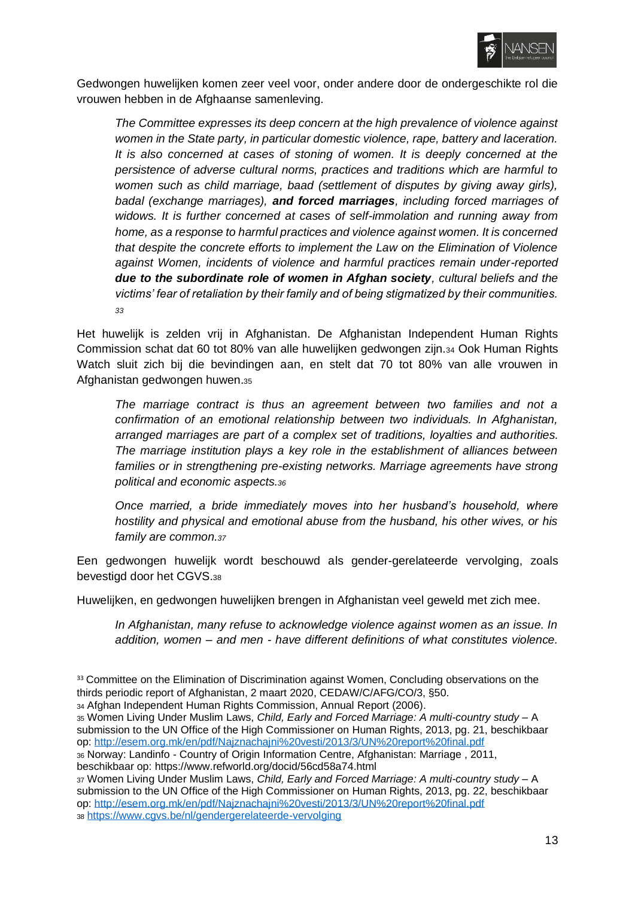Gedwongen huwelijken komen zeer veel voor, onder andere door de ondergeschikte rol die vrouwen hebben in de Afghaanse samenleving.

> *The Committee expresses its deep concern at the high prevalence of violence against women in the State party, in particular domestic violence, rape, battery and laceration. It is also concerned at cases of stoning of women. It is deeply concerned at the persistence of adverse cultural norms, practices and traditions which are harmful to women such as child marriage, baad (settlement of disputes by giving away girls), badal (exchange marriages), **and forced marriages**, including forced marriages of widows. It is further concerned at cases of self-immolation and running away from home, as a response to harmful practices and violence against women. It is concerned that despite the concrete efforts to implement the Law on the Elimination of Violence against Women, incidents of violence and harmful practices remain under-reported **due to the subordinate role of women in Afghan society**, cultural beliefs and the victims' fear of retaliation by their family and of being stigmatized by their communities.* [33]

Het huwelijk is zelden vrij in Afghanistan. De Afghanistan Independent Human Rights Commission schat dat 60 tot 80% van alle huwelijken gedwongen zijn.[34] Ook Human Rights Watch sluit zich bij die bevindingen aan, en stelt dat 70 tot 80% van alle vrouwen in Afghanistan gedwongen huwen.[35]

> *The marriage contract is thus an agreement between two families and not a confirmation of an emotional relationship between two individuals. In Afghanistan, arranged marriages are part of a complex set of traditions, loyalties and authorities. The marriage institution plays a key role in the establishment of alliances between families or in strengthening pre-existing networks. Marriage agreements have strong political and economic aspects.*[36]

> *Once married, a bride immediately moves into her husband's household, where hostility and physical and emotional abuse from the husband, his other wives, or his family are common.*[37]

Een gedwongen huwelijk wordt beschouwd als gender-gerelateerde vervolging, zoals bevestigd door het CGVS.[38]

Huwelijken, en gedwongen huwelijken brengen in Afghanistan veel geweld met zich mee.

> *In Afghanistan, many refuse to acknowledge violence against women as an issue. In addition, women – and men - have different definitions of what constitutes violence.*

---

[33] Committee on the Elimination of Discrimination against Women, Concluding observations on the thirds periodic report of Afghanistan, 2 maart 2020, CEDAW/C/AFG/CO/3, §50.

[34] Afghan Independent Human Rights Commission, Annual Report (2006).

[35] Women Living Under Muslim Laws, *Child, Early and Forced Marriage: A multi-country study* – A submission to the UN Office of the High Commissioner on Human Rights, 2013, pg. 21, beschikbaar op: http://esem.org.mk/en/pdf/Najznachajni%20vesti/2013/3/UN%20report%20final.pdf

[36] Norway: Landinfo - Country of Origin Information Centre, Afghanistan: Marriage , 2011, beschikbaar op: https://www.refworld.org/docid/56cd58a74.html

[37] Women Living Under Muslim Laws, *Child, Early and Forced Marriage: A multi-country study* – A submission to the UN Office of the High Commissioner on Human Rights, 2013, pg. 22, beschikbaar op: http://esem.org.mk/en/pdf/Najznachajni%20vesti/2013/3/UN%20report%20final.pdf

[38] https://www.cgvs.be/nl/gendergerelateerde-vervolging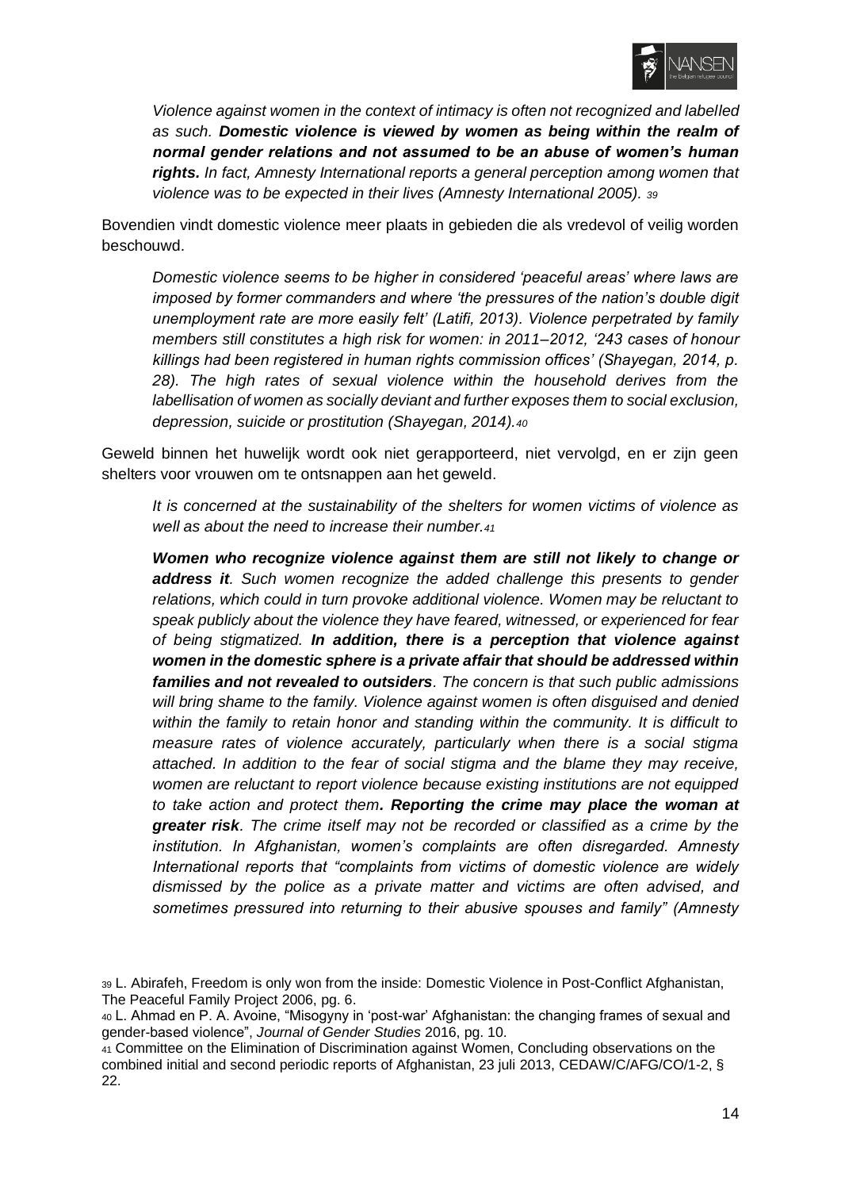> *Violence against women in the context of intimacy is often not recognized and labelled as such. **Domestic violence is viewed by women as being within the realm of normal gender relations and not assumed to be an abuse of women's human rights.** In fact, Amnesty International reports a general perception among women that violence was to be expected in their lives (Amnesty International 2005).* [39]

Bovendien vindt domestic violence meer plaats in gebieden die als vredevol of veilig worden beschouwd.

> *Domestic violence seems to be higher in considered 'peaceful areas' where laws are imposed by former commanders and where 'the pressures of the nation's double digit unemployment rate are more easily felt' (Latifi, 2013). Violence perpetrated by family members still constitutes a high risk for women: in 2011–2012, '243 cases of honour killings had been registered in human rights commission offices' (Shayegan, 2014, p. 28). The high rates of sexual violence within the household derives from the labellisation of women as socially deviant and further exposes them to social exclusion, depression, suicide or prostitution (Shayegan, 2014).*[40]

Geweld binnen het huwelijk wordt ook niet gerapporteerd, niet vervolgd, en er zijn geen shelters voor vrouwen om te ontsnappen aan het geweld.

> *It is concerned at the sustainability of the shelters for women victims of violence as well as about the need to increase their number.*[41]

> ***Women who recognize violence against them are still not likely to change or address it**. Such women recognize the added challenge this presents to gender relations, which could in turn provoke additional violence. Women may be reluctant to speak publicly about the violence they have feared, witnessed, or experienced for fear of being stigmatized. **In addition, there is a perception that violence against women in the domestic sphere is a private affair that should be addressed within families and not revealed to outsiders**. The concern is that such public admissions will bring shame to the family. Violence against women is often disguised and denied within the family to retain honor and standing within the community. It is difficult to measure rates of violence accurately, particularly when there is a social stigma attached. In addition to the fear of social stigma and the blame they may receive, women are reluctant to report violence because existing institutions are not equipped to take action and protect them**. Reporting the crime may place the woman at greater risk**. The crime itself may not be recorded or classified as a crime by the institution. In Afghanistan, women's complaints are often disregarded. Amnesty International reports that "complaints from victims of domestic violence are widely dismissed by the police as a private matter and victims are often advised, and sometimes pressured into returning to their abusive spouses and family" (Amnesty*

---

[39] L. Abirafeh, Freedom is only won from the inside: Domestic Violence in Post-Conflict Afghanistan, The Peaceful Family Project 2006, pg. 6.

[40] L. Ahmad en P. A. Avoine, "Misogyny in 'post-war' Afghanistan: the changing frames of sexual and gender-based violence", *Journal of Gender Studies* 2016, pg. 10.

[41] Committee on the Elimination of Discrimination against Women, Concluding observations on the combined initial and second periodic reports of Afghanistan, 23 juli 2013, CEDAW/C/AFG/CO/1-2, § 22.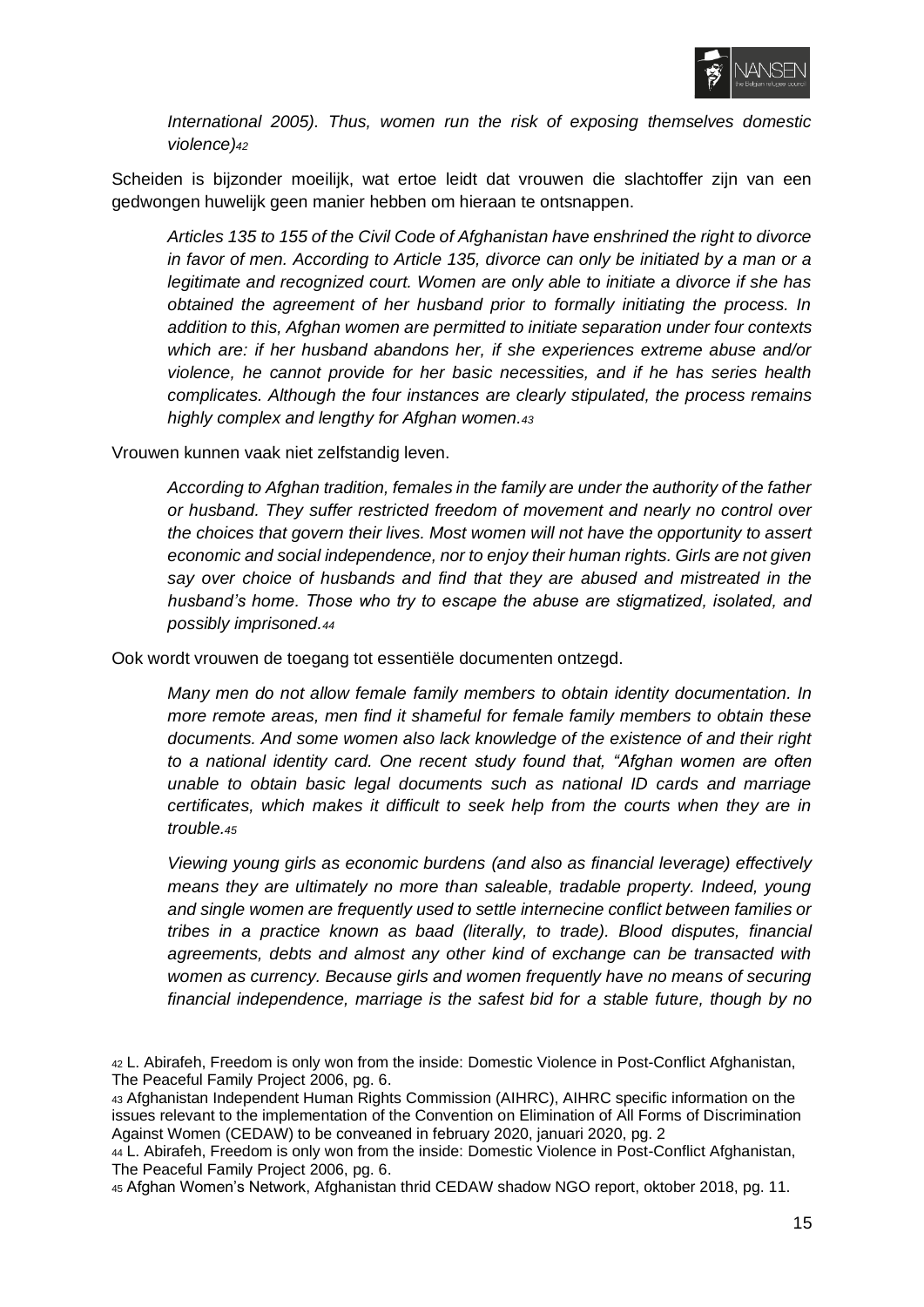> *International 2005). Thus, women run the risk of exposing themselves domestic violence)*[42]

Scheiden is bijzonder moeilijk, wat ertoe leidt dat vrouwen die slachtoffer zijn van een gedwongen huwelijk geen manier hebben om hieraan te ontsnappen.

> *Articles 135 to 155 of the Civil Code of Afghanistan have enshrined the right to divorce in favor of men. According to Article 135, divorce can only be initiated by a man or a legitimate and recognized court. Women are only able to initiate a divorce if she has obtained the agreement of her husband prior to formally initiating the process. In addition to this, Afghan women are permitted to initiate separation under four contexts which are: if her husband abandons her, if she experiences extreme abuse and/or violence, he cannot provide for her basic necessities, and if he has series health complicates. Although the four instances are clearly stipulated, the process remains highly complex and lengthy for Afghan women.*[43]

Vrouwen kunnen vaak niet zelfstandig leven.

> *According to Afghan tradition, females in the family are under the authority of the father or husband. They suffer restricted freedom of movement and nearly no control over the choices that govern their lives. Most women will not have the opportunity to assert economic and social independence, nor to enjoy their human rights. Girls are not given say over choice of husbands and find that they are abused and mistreated in the husband's home. Those who try to escape the abuse are stigmatized, isolated, and possibly imprisoned.*[44]

Ook wordt vrouwen de toegang tot essentiële documenten ontzegd.

> *Many men do not allow female family members to obtain identity documentation. In more remote areas, men find it shameful for female family members to obtain these documents. And some women also lack knowledge of the existence of and their right to a national identity card. One recent study found that, "Afghan women are often unable to obtain basic legal documents such as national ID cards and marriage certificates, which makes it difficult to seek help from the courts when they are in trouble.*[45]
>
> *Viewing young girls as economic burdens (and also as financial leverage) effectively means they are ultimately no more than saleable, tradable property. Indeed, young and single women are frequently used to settle internecine conflict between families or tribes in a practice known as baad (literally, to trade). Blood disputes, financial agreements, debts and almost any other kind of exchange can be transacted with women as currency. Because girls and women frequently have no means of securing financial independence, marriage is the safest bid for a stable future, though by no*

[42] L. Abirafeh, Freedom is only won from the inside: Domestic Violence in Post-Conflict Afghanistan, The Peaceful Family Project 2006, pg. 6.

[43] Afghanistan Independent Human Rights Commission (AIHRC), AIHRC specific information on the issues relevant to the implementation of the Convention on Elimination of All Forms of Discrimination Against Women (CEDAW) to be conveaned in february 2020, januari 2020, pg. 2

[44] L. Abirafeh, Freedom is only won from the inside: Domestic Violence in Post-Conflict Afghanistan, The Peaceful Family Project 2006, pg. 6.

[45] Afghan Women's Network, Afghanistan thrid CEDAW shadow NGO report, oktober 2018, pg. 11.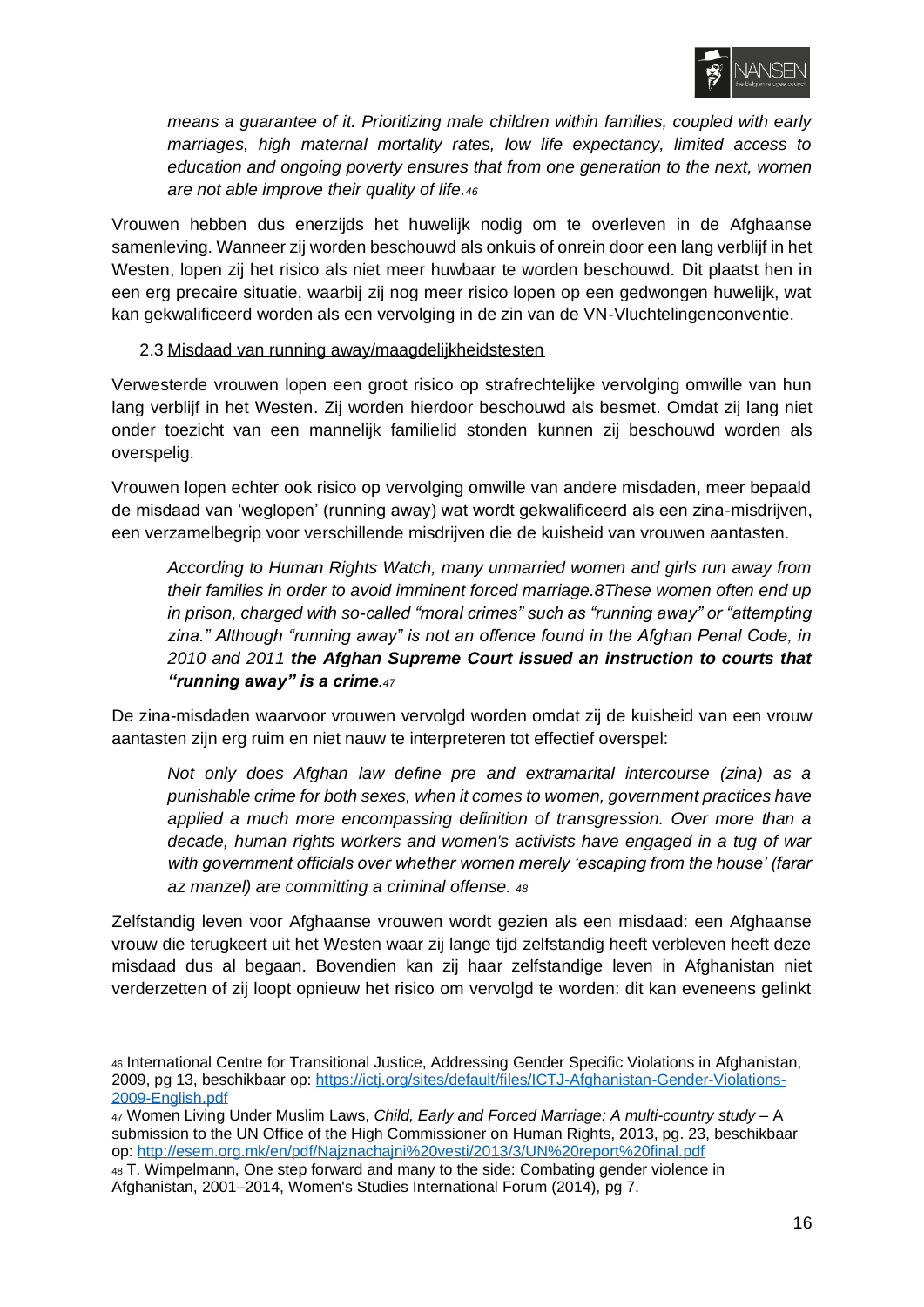> *means a guarantee of it. Prioritizing male children within families, coupled with early marriages, high maternal mortality rates, low life expectancy, limited access to education and ongoing poverty ensures that from one generation to the next, women are not able improve their quality of life.*[46]

Vrouwen hebben dus enerzijds het huwelijk nodig om te overleven in de Afghaanse samenleving. Wanneer zij worden beschouwd als onkuis of onrein door een lang verblijf in het Westen, lopen zij het risico als niet meer huwbaar te worden beschouwd. Dit plaatst hen in een erg precaire situatie, waarbij zij nog meer risico lopen op een gedwongen huwelijk, wat kan gekwalificeerd worden als een vervolging in de zin van de VN-Vluchtelingenconventie.

### 2.3 Misdaad van running away/maagdelijkheidstesten

Verwesterde vrouwen lopen een groot risico op strafrechtelijke vervolging omwille van hun lang verblijf in het Westen. Zij worden hierdoor beschouwd als besmet. Omdat zij lang niet onder toezicht van een mannelijk familielid stonden kunnen zij beschouwd worden als overspelig.

Vrouwen lopen echter ook risico op vervolging omwille van andere misdaden, meer bepaald de misdaad van 'weglopen' (running away) wat wordt gekwalificeerd als een zina-misdrijven, een verzamelbegrip voor verschillende misdrijven die de kuisheid van vrouwen aantasten.

> *According to Human Rights Watch, many unmarried women and girls run away from their families in order to avoid imminent forced marriage.8These women often end up in prison, charged with so-called "moral crimes" such as "running away" or "attempting zina." Although "running away" is not an offence found in the Afghan Penal Code, in 2010 and 2011* ***the Afghan Supreme Court issued an instruction to courts that "running away" is a crime****.*[47]

De zina-misdaden waarvoor vrouwen vervolgd worden omdat zij de kuisheid van een vrouw aantasten zijn erg ruim en niet nauw te interpreteren tot effectief overspel:

> *Not only does Afghan law define pre and extramarital intercourse (zina) as a punishable crime for both sexes, when it comes to women, government practices have applied a much more encompassing definition of transgression. Over more than a decade, human rights workers and women's activists have engaged in a tug of war with government officials over whether women merely 'escaping from the house' (farar az manzel) are committing a criminal offense.* [48]

Zelfstandig leven voor Afghaanse vrouwen wordt gezien als een misdaad: een Afghaanse vrouw die terugkeert uit het Westen waar zij lange tijd zelfstandig heeft verbleven heeft deze misdaad dus al begaan. Bovendien kan zij haar zelfstandige leven in Afghanistan niet verderzetten of zij loopt opnieuw het risico om vervolgd te worden: dit kan eveneens gelinkt

---

[46] International Centre for Transitional Justice, Addressing Gender Specific Violations in Afghanistan, 2009, pg 13, beschikbaar op: https://ictj.org/sites/default/files/ICTJ-Afghanistan-Gender-Violations-2009-English.pdf

[47] Women Living Under Muslim Laws, *Child, Early and Forced Marriage: A multi-country study* – A submission to the UN Office of the High Commissioner on Human Rights, 2013, pg. 23, beschikbaar op: http://esem.org.mk/en/pdf/Najznachajni%20vesti/2013/3/UN%20report%20final.pdf

[48] T. Wimpelmann, One step forward and many to the side: Combating gender violence in Afghanistan, 2001–2014, Women's Studies International Forum (2014), pg 7.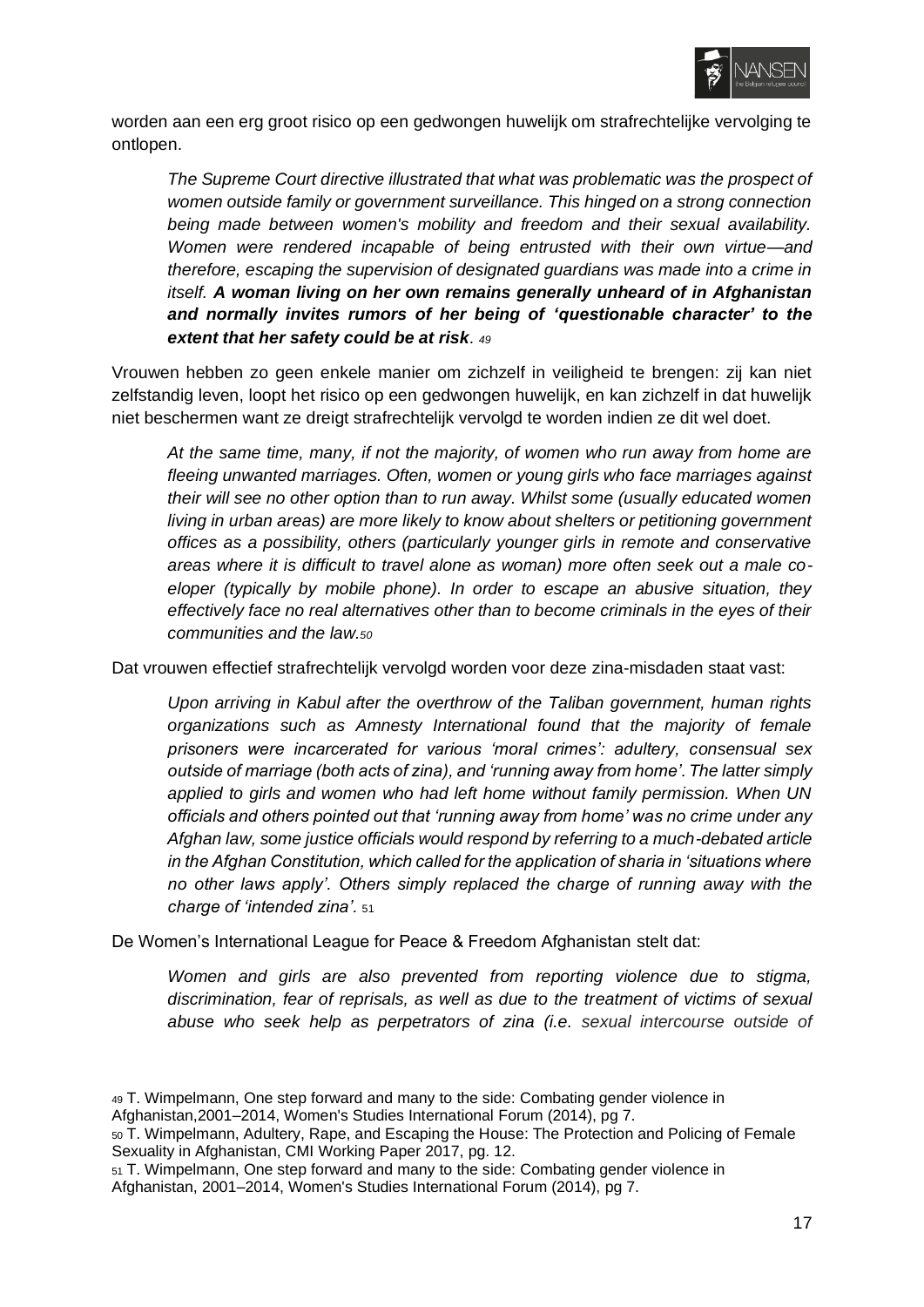worden aan een erg groot risico op een gedwongen huwelijk om strafrechtelijke vervolging te ontlopen.

> *The Supreme Court directive illustrated that what was problematic was the prospect of women outside family or government surveillance. This hinged on a strong connection being made between women's mobility and freedom and their sexual availability. Women were rendered incapable of being entrusted with their own virtue—and therefore, escaping the supervision of designated guardians was made into a crime in itself.* ***A woman living on her own remains generally unheard of in Afghanistan and normally invites rumors of her being of 'questionable character' to the extent that her safety could be at risk****.* [49]

Vrouwen hebben zo geen enkele manier om zichzelf in veiligheid te brengen: zij kan niet zelfstandig leven, loopt het risico op een gedwongen huwelijk, en kan zichzelf in dat huwelijk niet beschermen want ze dreigt strafrechtelijk vervolgd te worden indien ze dit wel doet.

> *At the same time, many, if not the majority, of women who run away from home are fleeing unwanted marriages. Often, women or young girls who face marriages against their will see no other option than to run away. Whilst some (usually educated women living in urban areas) are more likely to know about shelters or petitioning government offices as a possibility, others (particularly younger girls in remote and conservative areas where it is difficult to travel alone as woman) more often seek out a male co-eloper (typically by mobile phone). In order to escape an abusive situation, they effectively face no real alternatives other than to become criminals in the eyes of their communities and the law.*[50]

Dat vrouwen effectief strafrechtelijk vervolgd worden voor deze zina-misdaden staat vast:

> *Upon arriving in Kabul after the overthrow of the Taliban government, human rights organizations such as Amnesty International found that the majority of female prisoners were incarcerated for various 'moral crimes': adultery, consensual sex outside of marriage (both acts of zina), and 'running away from home'. The latter simply applied to girls and women who had left home without family permission. When UN officials and others pointed out that 'running away from home' was no crime under any Afghan law, some justice officials would respond by referring to a much-debated article in the Afghan Constitution, which called for the application of sharia in 'situations where no other laws apply'. Others simply replaced the charge of running away with the charge of 'intended zina'.* [51]

De Women's International League for Peace & Freedom Afghanistan stelt dat:

> *Women and girls are also prevented from reporting violence due to stigma, discrimination, fear of reprisals, as well as due to the treatment of victims of sexual abuse who seek help as perpetrators of zina (i.e. sexual intercourse outside of*

---

[49] T. Wimpelmann, One step forward and many to the side: Combating gender violence in Afghanistan,2001–2014, Women's Studies International Forum (2014), pg 7.

[50] T. Wimpelmann, Adultery, Rape, and Escaping the House: The Protection and Policing of Female Sexuality in Afghanistan, CMI Working Paper 2017, pg. 12.

[51] T. Wimpelmann, One step forward and many to the side: Combating gender violence in Afghanistan, 2001–2014, Women's Studies International Forum (2014), pg 7.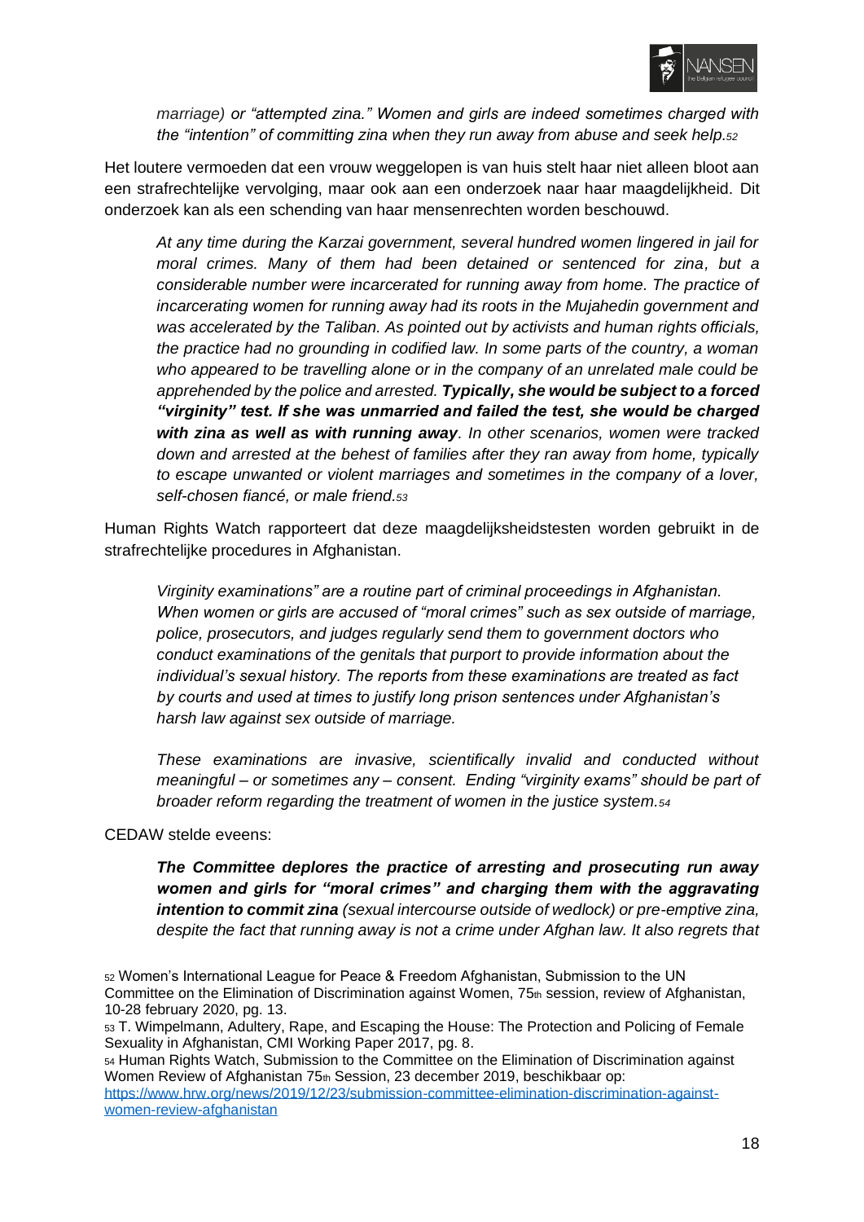> *marriage) or "attempted zina." Women and girls are indeed sometimes charged with the "intention" of committing zina when they run away from abuse and seek help.*[52]

Het loutere vermoeden dat een vrouw weggelopen is van huis stelt haar niet alleen bloot aan een strafrechtelijke vervolging, maar ook aan een onderzoek naar haar maagdelijkheid. Dit onderzoek kan als een schending van haar mensenrechten worden beschouwd.

> *At any time during the Karzai government, several hundred women lingered in jail for moral crimes. Many of them had been detained or sentenced for zina, but a considerable number were incarcerated for running away from home. The practice of incarcerating women for running away had its roots in the Mujahedin government and was accelerated by the Taliban. As pointed out by activists and human rights officials, the practice had no grounding in codified law. In some parts of the country, a woman who appeared to be travelling alone or in the company of an unrelated male could be apprehended by the police and arrested.* ***Typically, she would be subject to a forced "virginity" test. If she was unmarried and failed the test, she would be charged with zina as well as with running away****. In other scenarios, women were tracked down and arrested at the behest of families after they ran away from home, typically to escape unwanted or violent marriages and sometimes in the company of a lover, self-chosen fiancé, or male friend.*[53]

Human Rights Watch rapporteert dat deze maagdelijksheidstesten worden gebruikt in de strafrechtelijke procedures in Afghanistan.

> *Virginity examinations" are a routine part of criminal proceedings in Afghanistan. When women or girls are accused of "moral crimes" such as sex outside of marriage, police, prosecutors, and judges regularly send them to government doctors who conduct examinations of the genitals that purport to provide information about the individual's sexual history. The reports from these examinations are treated as fact by courts and used at times to justify long prison sentences under Afghanistan's harsh law against sex outside of marriage.*
>
> *These examinations are invasive, scientifically invalid and conducted without meaningful – or sometimes any – consent. Ending "virginity exams" should be part of broader reform regarding the treatment of women in the justice system.*[54]

CEDAW stelde eveens:

> ***The Committee deplores the practice of arresting and prosecuting run away women and girls for "moral crimes" and charging them with the aggravating intention to commit zina*** *(sexual intercourse outside of wedlock) or pre-emptive zina, despite the fact that running away is not a crime under Afghan law. It also regrets that*

---

[52] Women's International League for Peace & Freedom Afghanistan, Submission to the UN Committee on the Elimination of Discrimination against Women, 75th session, review of Afghanistan, 10-28 february 2020, pg. 13.

[53] T. Wimpelmann, Adultery, Rape, and Escaping the House: The Protection and Policing of Female Sexuality in Afghanistan, CMI Working Paper 2017, pg. 8.

[54] Human Rights Watch, Submission to the Committee on the Elimination of Discrimination against Women Review of Afghanistan 75th Session, 23 december 2019, beschikbaar op: https://www.hrw.org/news/2019/12/23/submission-committee-elimination-discrimination-against-women-review-afghanistan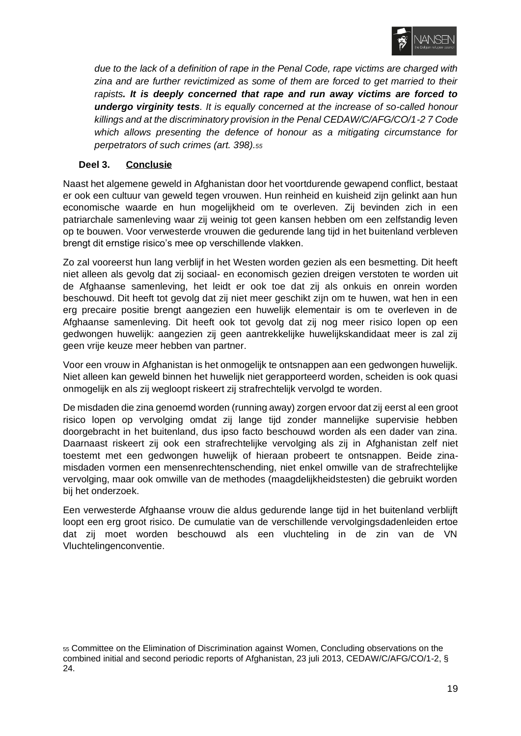*due to the lack of a definition of rape in the Penal Code, rape victims are charged with zina and are further revictimized as some of them are forced to get married to their rapists. **It is deeply concerned that rape and run away victims are forced to undergo virginity tests**. It is equally concerned at the increase of so-called honour killings and at the discriminatory provision in the Penal CEDAW/C/AFG/CO/1-2 7 Code which allows presenting the defence of honour as a mitigating circumstance for perpetrators of such crimes (art. 398).*[55]

## Deel 3. Conclusie

Naast het algemene geweld in Afghanistan door het voortdurende gewapend conflict, bestaat er ook een cultuur van geweld tegen vrouwen. Hun reinheid en kuisheid zijn gelinkt aan hun economische waarde en hun mogelijkheid om te overleven. Zij bevinden zich in een patriarchale samenleving waar zij weinig tot geen kansen hebben om een zelfstandig leven op te bouwen. Voor verwesterde vrouwen die gedurende lang tijd in het buitenland verbleven brengt dit ernstige risico's mee op verschillende vlakken.

Zo zal vooreerst hun lang verblijf in het Westen worden gezien als een besmetting. Dit heeft niet alleen als gevolg dat zij sociaal- en economisch gezien dreigen verstoten te worden uit de Afghaanse samenleving, het leidt er ook toe dat zij als onkuis en onrein worden beschouwd. Dit heeft tot gevolg dat zij niet meer geschikt zijn om te huwen, wat hen in een erg precaire positie brengt aangezien een huwelijk elementair is om te overleven in de Afghaanse samenleving. Dit heeft ook tot gevolg dat zij nog meer risico lopen op een gedwongen huwelijk: aangezien zij geen aantrekkelijke huwelijkskandidaat meer is zal zij geen vrije keuze meer hebben van partner.

Voor een vrouw in Afghanistan is het onmogelijk te ontsnappen aan een gedwongen huwelijk. Niet alleen kan geweld binnen het huwelijk niet gerapporteerd worden, scheiden is ook quasi onmogelijk en als zij wegloopt riskeert zij strafrechtelijk vervolgd te worden.

De misdaden die zina genoemd worden (running away) zorgen ervoor dat zij eerst al een groot risico lopen op vervolging omdat zij lange tijd zonder mannelijke supervisie hebben doorgebracht in het buitenland, dus ipso facto beschouwd worden als een dader van zina. Daarnaast riskeert zij ook een strafrechtelijke vervolging als zij in Afghanistan zelf niet toestemt met een gedwongen huwelijk of hieraan probeert te ontsnappen. Beide zina-misdaden vormen een mensenrechtenschending, niet enkel omwille van de strafrechtelijke vervolging, maar ook omwille van de methodes (maagdelijkheidstesten) die gebruikt worden bij het onderzoek.

Een verwesterde Afghaanse vrouw die aldus gedurende lange tijd in het buitenland verblijft loopt een erg groot risico. De cumulatie van de verschillende vervolgingsdadenleiden ertoe dat zij moet worden beschouwd als een vluchteling in de zin van de VN Vluchtelingenconventie.

[55] Committee on the Elimination of Discrimination against Women, Concluding observations on the combined initial and second periodic reports of Afghanistan, 23 juli 2013, CEDAW/C/AFG/CO/1-2, § 24.